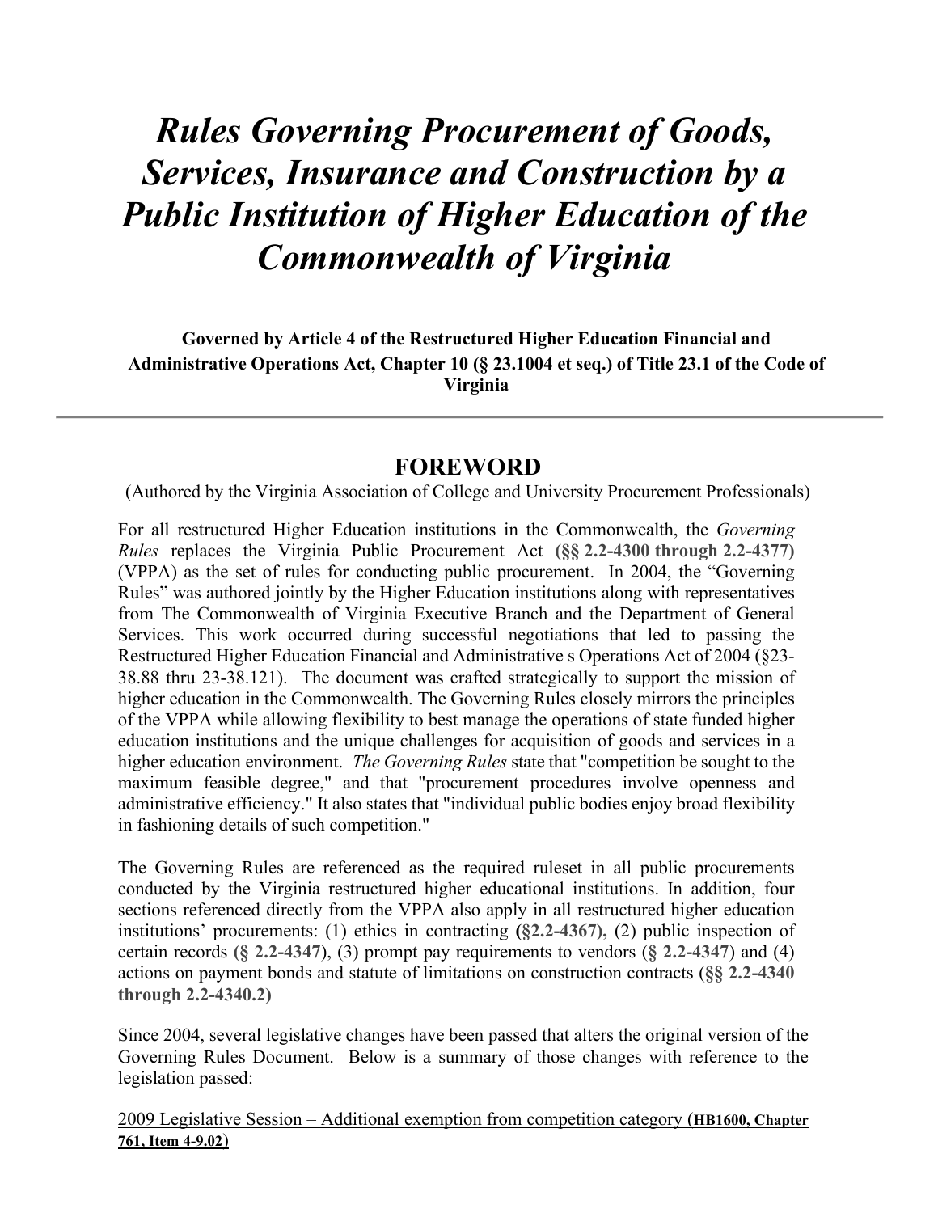# *Rules Governing Procurement of Goods, Services, Insurance and Construction by a Public Institution of Higher Education of the Commonwealth of Virginia*

**Governed by Article 4 of the Restructured Higher Education Financial and Administrative Operations Act, Chapter 10 (§ 23.1004 et seq.) of Title 23.1 of the Code of Virginia**

---

## FOREWORD

(Authored by the Virginia Association of College and University Procurement Professionals)

For all restructured Higher Education institutions in the Commonwealth, the *Governing Rules* replaces the Virginia Public Procurement Act **(§§ 2.2-4300 through 2.2-4377)** (VPPA) as the set of rules for conducting public procurement. In 2004, the "Governing Rules" was authored jointly by the Higher Education institutions along with representatives from The Commonwealth of Virginia Executive Branch and the Department of General Services. This work occurred during successful negotiations that led to passing the Restructured Higher Education Financial and Administrative s Operations Act of 2004 (§23-38.88 thru 23-38.121). The document was crafted strategically to support the mission of higher education in the Commonwealth. The Governing Rules closely mirrors the principles of the VPPA while allowing flexibility to best manage the operations of state funded higher education institutions and the unique challenges for acquisition of goods and services in a higher education environment. *The Governing Rules* state that "competition be sought to the maximum feasible degree," and that "procurement procedures involve openness and administrative efficiency." It also states that "individual public bodies enjoy broad flexibility in fashioning details of such competition."

The Governing Rules are referenced as the required ruleset in all public procurements conducted by the Virginia restructured higher educational institutions. In addition, four sections referenced directly from the VPPA also apply in all restructured higher education institutions' procurements: (1) ethics in contracting **(§2.2-4367)**, (2) public inspection of certain records **(§ 2.2-4347)**, (3) prompt pay requirements to vendors (**§ 2.2-4347**) and (4) actions on payment bonds and statute of limitations on construction contracts (**§§ 2.2-4340 through 2.2-4340.2)**

Since 2004, several legislative changes have been passed that alters the original version of the Governing Rules Document. Below is a summary of those changes with reference to the legislation passed:

2009 Legislative Session – Additional exemption from competition category (**HB1600, Chapter 761, Item 4-9.02**)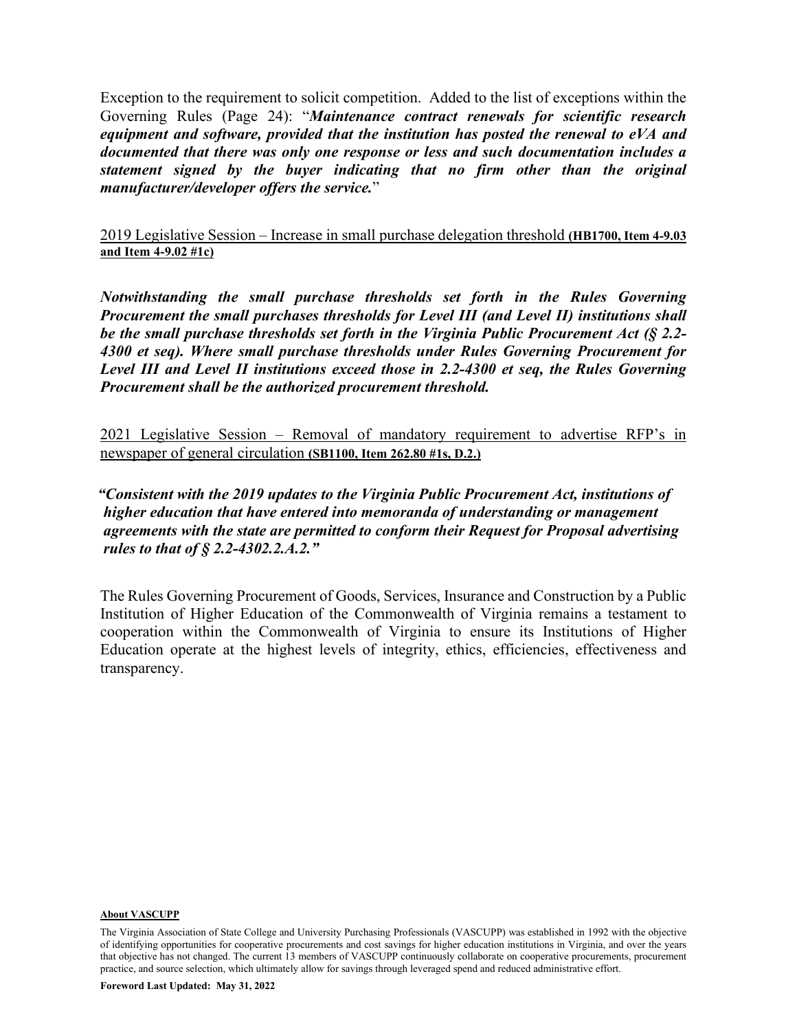Exception to the requirement to solicit competition. Added to the list of exceptions within the Governing Rules (Page 24): "***Maintenance contract renewals for scientific research equipment and software, provided that the institution has posted the renewal to eVA and documented that there was only one response or less and such documentation includes a statement signed by the buyer indicating that no firm other than the original manufacturer/developer offers the service.***"

2019 Legislative Session – Increase in small purchase delegation threshold **(HB1700, Item 4-9.03 and Item 4-9.02 #1c)**

***Notwithstanding the small purchase thresholds set forth in the Rules Governing Procurement the small purchases thresholds for Level III (and Level II) institutions shall be the small purchase thresholds set forth in the Virginia Public Procurement Act (§ 2.2-4300 et seq). Where small purchase thresholds under Rules Governing Procurement for Level III and Level II institutions exceed those in 2.2-4300 et seq, the Rules Governing Procurement shall be the authorized procurement threshold.***

2021 Legislative Session – Removal of mandatory requirement to advertise RFP's in newspaper of general circulation **(SB1100, Item 262.80 #1s, D.2.)**

***"Consistent with the 2019 updates to the Virginia Public Procurement Act, institutions of higher education that have entered into memoranda of understanding or management agreements with the state are permitted to conform their Request for Proposal advertising rules to that of § 2.2-4302.2.A.2."***

The Rules Governing Procurement of Goods, Services, Insurance and Construction by a Public Institution of Higher Education of the Commonwealth of Virginia remains a testament to cooperation within the Commonwealth of Virginia to ensure its Institutions of Higher Education operate at the highest levels of integrity, ethics, efficiencies, effectiveness and transparency.

**About VASCUPP**

The Virginia Association of State College and University Purchasing Professionals (VASCUPP) was established in 1992 with the objective of identifying opportunities for cooperative procurements and cost savings for higher education institutions in Virginia, and over the years that objective has not changed. The current 13 members of VASCUPP continuously collaborate on cooperative procurements, procurement practice, and source selection, which ultimately allow for savings through leveraged spend and reduced administrative effort.

**Foreword Last Updated: May 31, 2022**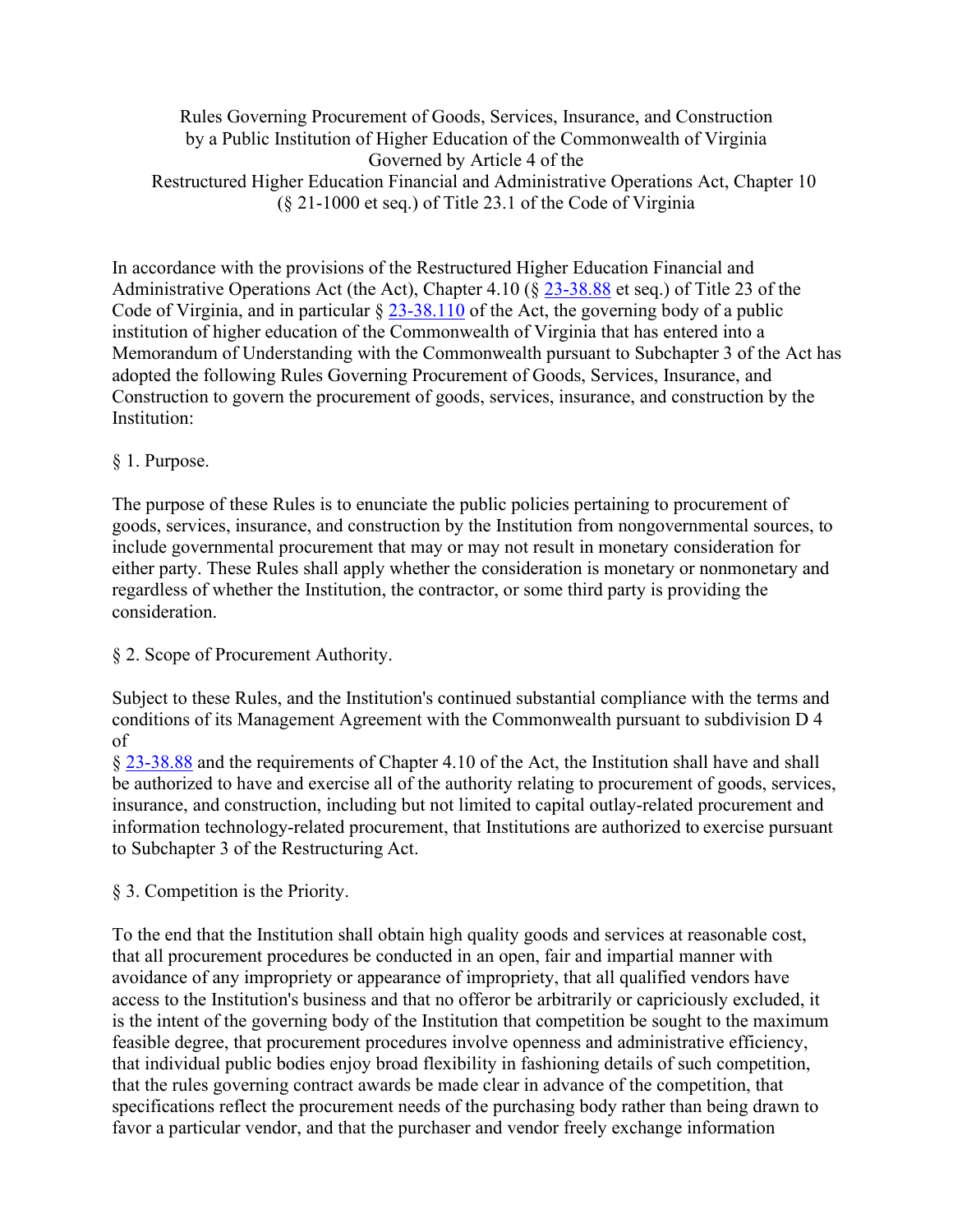Rules Governing Procurement of Goods, Services, Insurance, and Construction by a Public Institution of Higher Education of the Commonwealth of Virginia Governed by Article 4 of the Restructured Higher Education Financial and Administrative Operations Act, Chapter 10 (§ 21-1000 et seq.) of Title 23.1 of the Code of Virginia

In accordance with the provisions of the Restructured Higher Education Financial and Administrative Operations Act (the Act), Chapter 4.10 (§ 23-38.88 et seq.) of Title 23 of the Code of Virginia, and in particular § 23-38.110 of the Act, the governing body of a public institution of higher education of the Commonwealth of Virginia that has entered into a Memorandum of Understanding with the Commonwealth pursuant to Subchapter 3 of the Act has adopted the following Rules Governing Procurement of Goods, Services, Insurance, and Construction to govern the procurement of goods, services, insurance, and construction by the Institution:

§ 1. Purpose.

The purpose of these Rules is to enunciate the public policies pertaining to procurement of goods, services, insurance, and construction by the Institution from nongovernmental sources, to include governmental procurement that may or may not result in monetary consideration for either party. These Rules shall apply whether the consideration is monetary or nonmonetary and regardless of whether the Institution, the contractor, or some third party is providing the consideration.

§ 2. Scope of Procurement Authority.

Subject to these Rules, and the Institution's continued substantial compliance with the terms and conditions of its Management Agreement with the Commonwealth pursuant to subdivision D 4 of § 23-38.88 and the requirements of Chapter 4.10 of the Act, the Institution shall have and shall be authorized to have and exercise all of the authority relating to procurement of goods, services, insurance, and construction, including but not limited to capital outlay-related procurement and information technology-related procurement, that Institutions are authorized to exercise pursuant to Subchapter 3 of the Restructuring Act.

§ 3. Competition is the Priority.

To the end that the Institution shall obtain high quality goods and services at reasonable cost, that all procurement procedures be conducted in an open, fair and impartial manner with avoidance of any impropriety or appearance of impropriety, that all qualified vendors have access to the Institution's business and that no offeror be arbitrarily or capriciously excluded, it is the intent of the governing body of the Institution that competition be sought to the maximum feasible degree, that procurement procedures involve openness and administrative efficiency, that individual public bodies enjoy broad flexibility in fashioning details of such competition, that the rules governing contract awards be made clear in advance of the competition, that specifications reflect the procurement needs of the purchasing body rather than being drawn to favor a particular vendor, and that the purchaser and vendor freely exchange information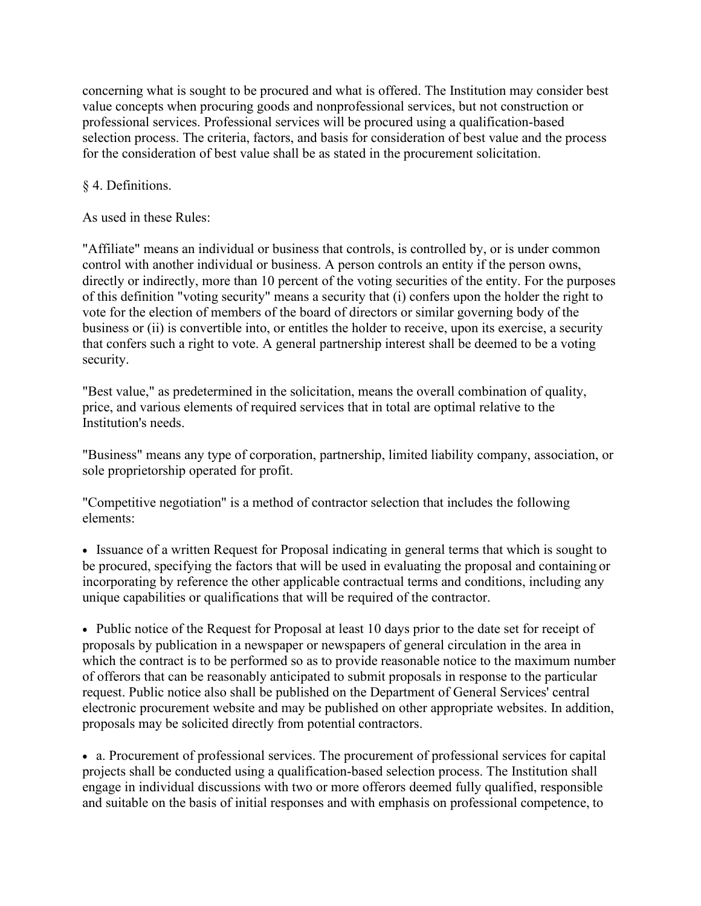concerning what is sought to be procured and what is offered. The Institution may consider best value concepts when procuring goods and nonprofessional services, but not construction or professional services. Professional services will be procured using a qualification-based selection process. The criteria, factors, and basis for consideration of best value and the process for the consideration of best value shall be as stated in the procurement solicitation.

§ 4. Definitions.

As used in these Rules:

"Affiliate" means an individual or business that controls, is controlled by, or is under common control with another individual or business. A person controls an entity if the person owns, directly or indirectly, more than 10 percent of the voting securities of the entity. For the purposes of this definition "voting security" means a security that (i) confers upon the holder the right to vote for the election of members of the board of directors or similar governing body of the business or (ii) is convertible into, or entitles the holder to receive, upon its exercise, a security that confers such a right to vote. A general partnership interest shall be deemed to be a voting security.

"Best value," as predetermined in the solicitation, means the overall combination of quality, price, and various elements of required services that in total are optimal relative to the Institution's needs.

"Business" means any type of corporation, partnership, limited liability company, association, or sole proprietorship operated for profit.

"Competitive negotiation" is a method of contractor selection that includes the following elements:

- Issuance of a written Request for Proposal indicating in general terms that which is sought to be procured, specifying the factors that will be used in evaluating the proposal and containing or incorporating by reference the other applicable contractual terms and conditions, including any unique capabilities or qualifications that will be required of the contractor.

- Public notice of the Request for Proposal at least 10 days prior to the date set for receipt of proposals by publication in a newspaper or newspapers of general circulation in the area in which the contract is to be performed so as to provide reasonable notice to the maximum number of offerors that can be reasonably anticipated to submit proposals in response to the particular request. Public notice also shall be published on the Department of General Services' central electronic procurement website and may be published on other appropriate websites. In addition, proposals may be solicited directly from potential contractors.

- a. Procurement of professional services. The procurement of professional services for capital projects shall be conducted using a qualification-based selection process. The Institution shall engage in individual discussions with two or more offerors deemed fully qualified, responsible and suitable on the basis of initial responses and with emphasis on professional competence, to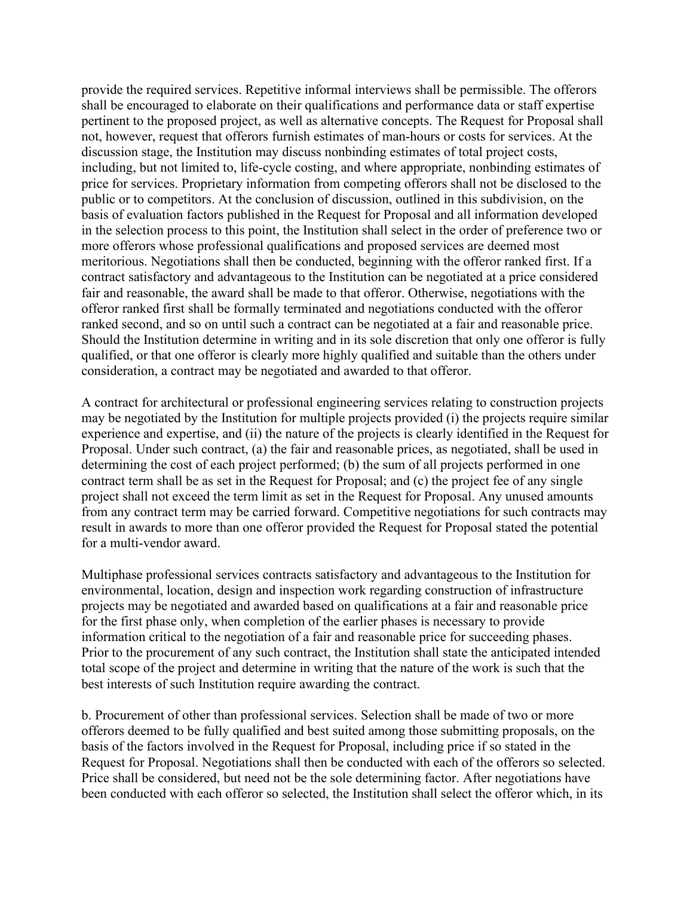provide the required services. Repetitive informal interviews shall be permissible. The offerors shall be encouraged to elaborate on their qualifications and performance data or staff expertise pertinent to the proposed project, as well as alternative concepts. The Request for Proposal shall not, however, request that offerors furnish estimates of man-hours or costs for services. At the discussion stage, the Institution may discuss nonbinding estimates of total project costs, including, but not limited to, life-cycle costing, and where appropriate, nonbinding estimates of price for services. Proprietary information from competing offerors shall not be disclosed to the public or to competitors. At the conclusion of discussion, outlined in this subdivision, on the basis of evaluation factors published in the Request for Proposal and all information developed in the selection process to this point, the Institution shall select in the order of preference two or more offerors whose professional qualifications and proposed services are deemed most meritorious. Negotiations shall then be conducted, beginning with the offeror ranked first. If a contract satisfactory and advantageous to the Institution can be negotiated at a price considered fair and reasonable, the award shall be made to that offeror. Otherwise, negotiations with the offeror ranked first shall be formally terminated and negotiations conducted with the offeror ranked second, and so on until such a contract can be negotiated at a fair and reasonable price. Should the Institution determine in writing and in its sole discretion that only one offeror is fully qualified, or that one offeror is clearly more highly qualified and suitable than the others under consideration, a contract may be negotiated and awarded to that offeror.

A contract for architectural or professional engineering services relating to construction projects may be negotiated by the Institution for multiple projects provided (i) the projects require similar experience and expertise, and (ii) the nature of the projects is clearly identified in the Request for Proposal. Under such contract, (a) the fair and reasonable prices, as negotiated, shall be used in determining the cost of each project performed; (b) the sum of all projects performed in one contract term shall be as set in the Request for Proposal; and (c) the project fee of any single project shall not exceed the term limit as set in the Request for Proposal. Any unused amounts from any contract term may be carried forward. Competitive negotiations for such contracts may result in awards to more than one offeror provided the Request for Proposal stated the potential for a multi-vendor award.

Multiphase professional services contracts satisfactory and advantageous to the Institution for environmental, location, design and inspection work regarding construction of infrastructure projects may be negotiated and awarded based on qualifications at a fair and reasonable price for the first phase only, when completion of the earlier phases is necessary to provide information critical to the negotiation of a fair and reasonable price for succeeding phases. Prior to the procurement of any such contract, the Institution shall state the anticipated intended total scope of the project and determine in writing that the nature of the work is such that the best interests of such Institution require awarding the contract.

b. Procurement of other than professional services. Selection shall be made of two or more offerors deemed to be fully qualified and best suited among those submitting proposals, on the basis of the factors involved in the Request for Proposal, including price if so stated in the Request for Proposal. Negotiations shall then be conducted with each of the offerors so selected. Price shall be considered, but need not be the sole determining factor. After negotiations have been conducted with each offeror so selected, the Institution shall select the offeror which, in its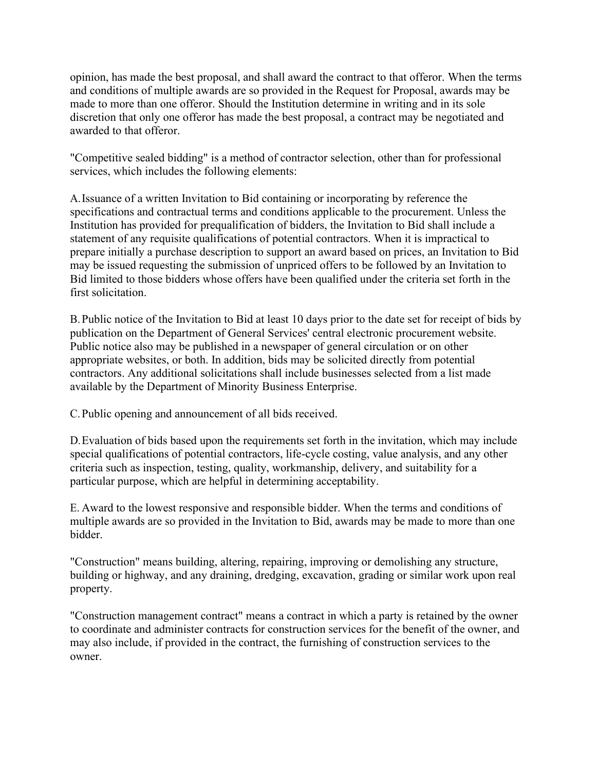opinion, has made the best proposal, and shall award the contract to that offeror. When the terms and conditions of multiple awards are so provided in the Request for Proposal, awards may be made to more than one offeror. Should the Institution determine in writing and in its sole discretion that only one offeror has made the best proposal, a contract may be negotiated and awarded to that offeror.

"Competitive sealed bidding" is a method of contractor selection, other than for professional services, which includes the following elements:

A. Issuance of a written Invitation to Bid containing or incorporating by reference the specifications and contractual terms and conditions applicable to the procurement. Unless the Institution has provided for prequalification of bidders, the Invitation to Bid shall include a statement of any requisite qualifications of potential contractors. When it is impractical to prepare initially a purchase description to support an award based on prices, an Invitation to Bid may be issued requesting the submission of unpriced offers to be followed by an Invitation to Bid limited to those bidders whose offers have been qualified under the criteria set forth in the first solicitation.

B. Public notice of the Invitation to Bid at least 10 days prior to the date set for receipt of bids by publication on the Department of General Services' central electronic procurement website. Public notice also may be published in a newspaper of general circulation or on other appropriate websites, or both. In addition, bids may be solicited directly from potential contractors. Any additional solicitations shall include businesses selected from a list made available by the Department of Minority Business Enterprise.

C. Public opening and announcement of all bids received.

D. Evaluation of bids based upon the requirements set forth in the invitation, which may include special qualifications of potential contractors, life-cycle costing, value analysis, and any other criteria such as inspection, testing, quality, workmanship, delivery, and suitability for a particular purpose, which are helpful in determining acceptability.

E. Award to the lowest responsive and responsible bidder. When the terms and conditions of multiple awards are so provided in the Invitation to Bid, awards may be made to more than one bidder.

"Construction" means building, altering, repairing, improving or demolishing any structure, building or highway, and any draining, dredging, excavation, grading or similar work upon real property.

"Construction management contract" means a contract in which a party is retained by the owner to coordinate and administer contracts for construction services for the benefit of the owner, and may also include, if provided in the contract, the furnishing of construction services to the owner.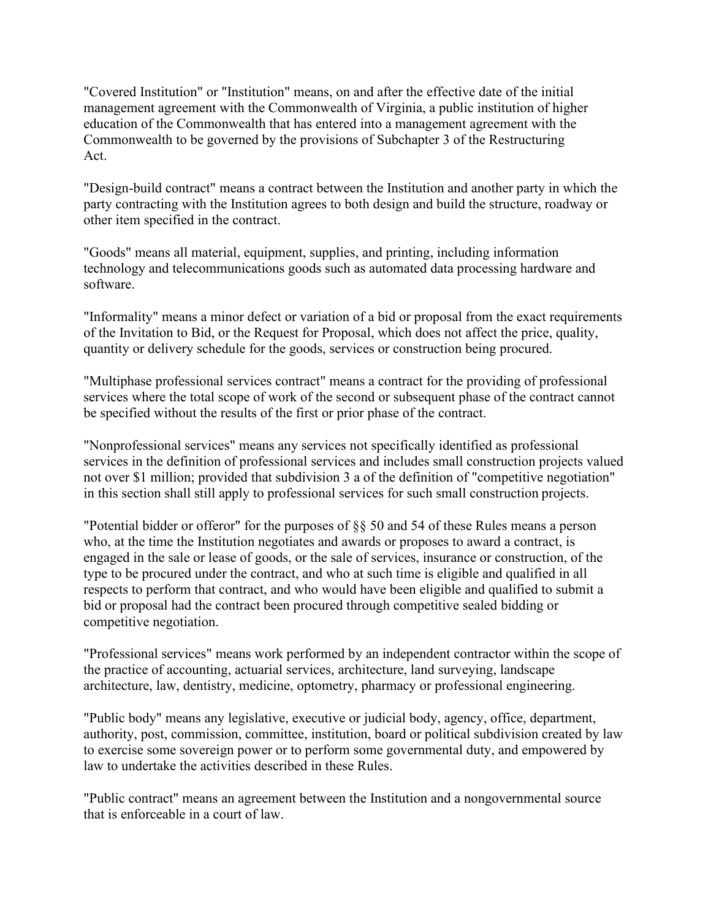"Covered Institution" or "Institution" means, on and after the effective date of the initial management agreement with the Commonwealth of Virginia, a public institution of higher education of the Commonwealth that has entered into a management agreement with the Commonwealth to be governed by the provisions of Subchapter 3 of the Restructuring Act.

"Design-build contract" means a contract between the Institution and another party in which the party contracting with the Institution agrees to both design and build the structure, roadway or other item specified in the contract.

"Goods" means all material, equipment, supplies, and printing, including information technology and telecommunications goods such as automated data processing hardware and software.

"Informality" means a minor defect or variation of a bid or proposal from the exact requirements of the Invitation to Bid, or the Request for Proposal, which does not affect the price, quality, quantity or delivery schedule for the goods, services or construction being procured.

"Multiphase professional services contract" means a contract for the providing of professional services where the total scope of work of the second or subsequent phase of the contract cannot be specified without the results of the first or prior phase of the contract.

"Nonprofessional services" means any services not specifically identified as professional services in the definition of professional services and includes small construction projects valued not over $1 million; provided that subdivision 3 a of the definition of "competitive negotiation" in this section shall still apply to professional services for such small construction projects.

"Potential bidder or offeror" for the purposes of §§ 50 and 54 of these Rules means a person who, at the time the Institution negotiates and awards or proposes to award a contract, is engaged in the sale or lease of goods, or the sale of services, insurance or construction, of the type to be procured under the contract, and who at such time is eligible and qualified in all respects to perform that contract, and who would have been eligible and qualified to submit a bid or proposal had the contract been procured through competitive sealed bidding or competitive negotiation.

"Professional services" means work performed by an independent contractor within the scope of the practice of accounting, actuarial services, architecture, land surveying, landscape architecture, law, dentistry, medicine, optometry, pharmacy or professional engineering.

"Public body" means any legislative, executive or judicial body, agency, office, department, authority, post, commission, committee, institution, board or political subdivision created by law to exercise some sovereign power or to perform some governmental duty, and empowered by law to undertake the activities described in these Rules.

"Public contract" means an agreement between the Institution and a nongovernmental source that is enforceable in a court of law.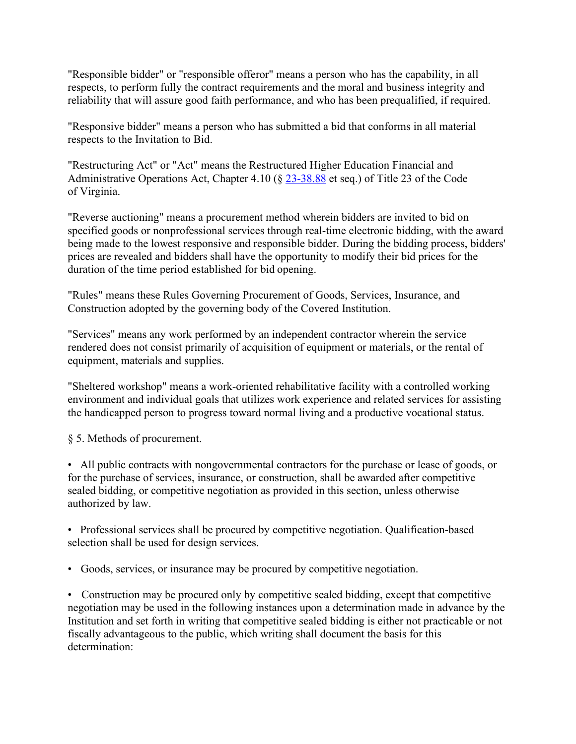"Responsible bidder" or "responsible offeror" means a person who has the capability, in all respects, to perform fully the contract requirements and the moral and business integrity and reliability that will assure good faith performance, and who has been prequalified, if required.

"Responsive bidder" means a person who has submitted a bid that conforms in all material respects to the Invitation to Bid.

"Restructuring Act" or "Act" means the Restructured Higher Education Financial and Administrative Operations Act, Chapter 4.10 (§ 23-38.88 et seq.) of Title 23 of the Code of Virginia.

"Reverse auctioning" means a procurement method wherein bidders are invited to bid on specified goods or nonprofessional services through real-time electronic bidding, with the award being made to the lowest responsive and responsible bidder. During the bidding process, bidders' prices are revealed and bidders shall have the opportunity to modify their bid prices for the duration of the time period established for bid opening.

"Rules" means these Rules Governing Procurement of Goods, Services, Insurance, and Construction adopted by the governing body of the Covered Institution.

"Services" means any work performed by an independent contractor wherein the service rendered does not consist primarily of acquisition of equipment or materials, or the rental of equipment, materials and supplies.

"Sheltered workshop" means a work-oriented rehabilitative facility with a controlled working environment and individual goals that utilizes work experience and related services for assisting the handicapped person to progress toward normal living and a productive vocational status.

§ 5. Methods of procurement.

- All public contracts with nongovernmental contractors for the purchase or lease of goods, or for the purchase of services, insurance, or construction, shall be awarded after competitive sealed bidding, or competitive negotiation as provided in this section, unless otherwise authorized by law.

- Professional services shall be procured by competitive negotiation. Qualification-based selection shall be used for design services.

- Goods, services, or insurance may be procured by competitive negotiation.

- Construction may be procured only by competitive sealed bidding, except that competitive negotiation may be used in the following instances upon a determination made in advance by the Institution and set forth in writing that competitive sealed bidding is either not practicable or not fiscally advantageous to the public, which writing shall document the basis for this determination: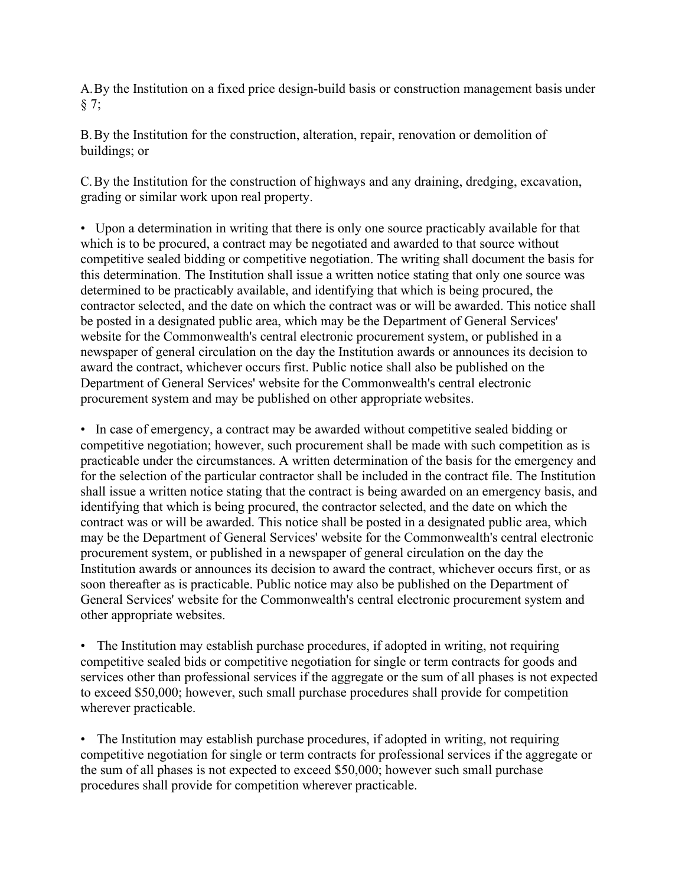A. By the Institution on a fixed price design-build basis or construction management basis under § 7;

B. By the Institution for the construction, alteration, repair, renovation or demolition of buildings; or

C. By the Institution for the construction of highways and any draining, dredging, excavation, grading or similar work upon real property.

- Upon a determination in writing that there is only one source practicably available for that which is to be procured, a contract may be negotiated and awarded to that source without competitive sealed bidding or competitive negotiation. The writing shall document the basis for this determination. The Institution shall issue a written notice stating that only one source was determined to be practicably available, and identifying that which is being procured, the contractor selected, and the date on which the contract was or will be awarded. This notice shall be posted in a designated public area, which may be the Department of General Services' website for the Commonwealth's central electronic procurement system, or published in a newspaper of general circulation on the day the Institution awards or announces its decision to award the contract, whichever occurs first. Public notice shall also be published on the Department of General Services' website for the Commonwealth's central electronic procurement system and may be published on other appropriate websites.

- In case of emergency, a contract may be awarded without competitive sealed bidding or competitive negotiation; however, such procurement shall be made with such competition as is practicable under the circumstances. A written determination of the basis for the emergency and for the selection of the particular contractor shall be included in the contract file. The Institution shall issue a written notice stating that the contract is being awarded on an emergency basis, and identifying that which is being procured, the contractor selected, and the date on which the contract was or will be awarded. This notice shall be posted in a designated public area, which may be the Department of General Services' website for the Commonwealth's central electronic procurement system, or published in a newspaper of general circulation on the day the Institution awards or announces its decision to award the contract, whichever occurs first, or as soon thereafter as is practicable. Public notice may also be published on the Department of General Services' website for the Commonwealth's central electronic procurement system and other appropriate websites.

- The Institution may establish purchase procedures, if adopted in writing, not requiring competitive sealed bids or competitive negotiation for single or term contracts for goods and services other than professional services if the aggregate or the sum of all phases is not expected to exceed $50,000; however, such small purchase procedures shall provide for competition wherever practicable.

- The Institution may establish purchase procedures, if adopted in writing, not requiring competitive negotiation for single or term contracts for professional services if the aggregate or the sum of all phases is not expected to exceed $50,000; however such small purchase procedures shall provide for competition wherever practicable.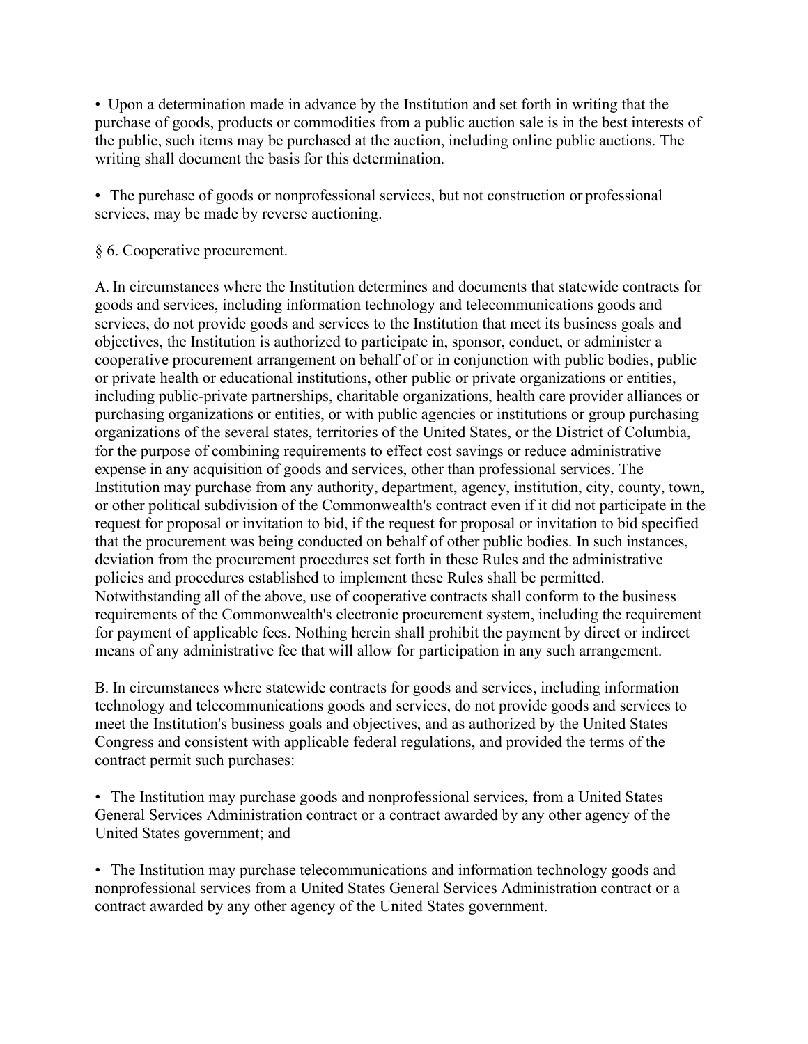- Upon a determination made in advance by the Institution and set forth in writing that the purchase of goods, products or commodities from a public auction sale is in the best interests of the public, such items may be purchased at the auction, including online public auctions. The writing shall document the basis for this determination.

- The purchase of goods or nonprofessional services, but not construction or professional services, may be made by reverse auctioning.

§ 6. Cooperative procurement.

A. In circumstances where the Institution determines and documents that statewide contracts for goods and services, including information technology and telecommunications goods and services, do not provide goods and services to the Institution that meet its business goals and objectives, the Institution is authorized to participate in, sponsor, conduct, or administer a cooperative procurement arrangement on behalf of or in conjunction with public bodies, public or private health or educational institutions, other public or private organizations or entities, including public-private partnerships, charitable organizations, health care provider alliances or purchasing organizations or entities, or with public agencies or institutions or group purchasing organizations of the several states, territories of the United States, or the District of Columbia, for the purpose of combining requirements to effect cost savings or reduce administrative expense in any acquisition of goods and services, other than professional services. The Institution may purchase from any authority, department, agency, institution, city, county, town, or other political subdivision of the Commonwealth's contract even if it did not participate in the request for proposal or invitation to bid, if the request for proposal or invitation to bid specified that the procurement was being conducted on behalf of other public bodies. In such instances, deviation from the procurement procedures set forth in these Rules and the administrative policies and procedures established to implement these Rules shall be permitted. Notwithstanding all of the above, use of cooperative contracts shall conform to the business requirements of the Commonwealth's electronic procurement system, including the requirement for payment of applicable fees. Nothing herein shall prohibit the payment by direct or indirect means of any administrative fee that will allow for participation in any such arrangement.

B. In circumstances where statewide contracts for goods and services, including information technology and telecommunications goods and services, do not provide goods and services to meet the Institution's business goals and objectives, and as authorized by the United States Congress and consistent with applicable federal regulations, and provided the terms of the contract permit such purchases:

- The Institution may purchase goods and nonprofessional services, from a United States General Services Administration contract or a contract awarded by any other agency of the United States government; and

- The Institution may purchase telecommunications and information technology goods and nonprofessional services from a United States General Services Administration contract or a contract awarded by any other agency of the United States government.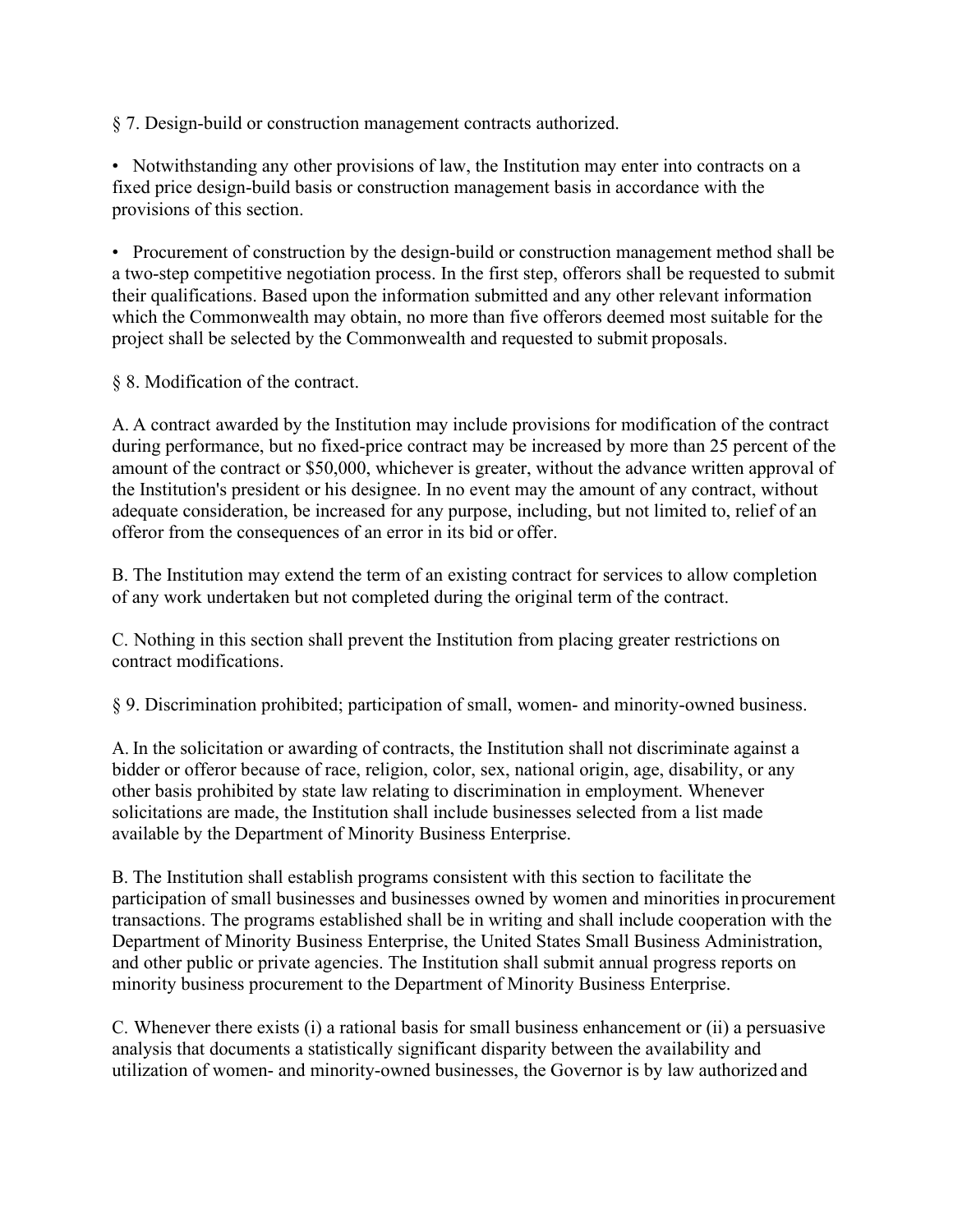§ 7. Design-build or construction management contracts authorized.

- Notwithstanding any other provisions of law, the Institution may enter into contracts on a fixed price design-build basis or construction management basis in accordance with the provisions of this section.

- Procurement of construction by the design-build or construction management method shall be a two-step competitive negotiation process. In the first step, offerors shall be requested to submit their qualifications. Based upon the information submitted and any other relevant information which the Commonwealth may obtain, no more than five offerors deemed most suitable for the project shall be selected by the Commonwealth and requested to submit proposals.

§ 8. Modification of the contract.

A. A contract awarded by the Institution may include provisions for modification of the contract during performance, but no fixed-price contract may be increased by more than 25 percent of the amount of the contract or $50,000, whichever is greater, without the advance written approval of the Institution's president or his designee. In no event may the amount of any contract, without adequate consideration, be increased for any purpose, including, but not limited to, relief of an offeror from the consequences of an error in its bid or offer.

B. The Institution may extend the term of an existing contract for services to allow completion of any work undertaken but not completed during the original term of the contract.

C. Nothing in this section shall prevent the Institution from placing greater restrictions on contract modifications.

§ 9. Discrimination prohibited; participation of small, women- and minority-owned business.

A. In the solicitation or awarding of contracts, the Institution shall not discriminate against a bidder or offeror because of race, religion, color, sex, national origin, age, disability, or any other basis prohibited by state law relating to discrimination in employment. Whenever solicitations are made, the Institution shall include businesses selected from a list made available by the Department of Minority Business Enterprise.

B. The Institution shall establish programs consistent with this section to facilitate the participation of small businesses and businesses owned by women and minorities in procurement transactions. The programs established shall be in writing and shall include cooperation with the Department of Minority Business Enterprise, the United States Small Business Administration, and other public or private agencies. The Institution shall submit annual progress reports on minority business procurement to the Department of Minority Business Enterprise.

C. Whenever there exists (i) a rational basis for small business enhancement or (ii) a persuasive analysis that documents a statistically significant disparity between the availability and utilization of women- and minority-owned businesses, the Governor is by law authorized and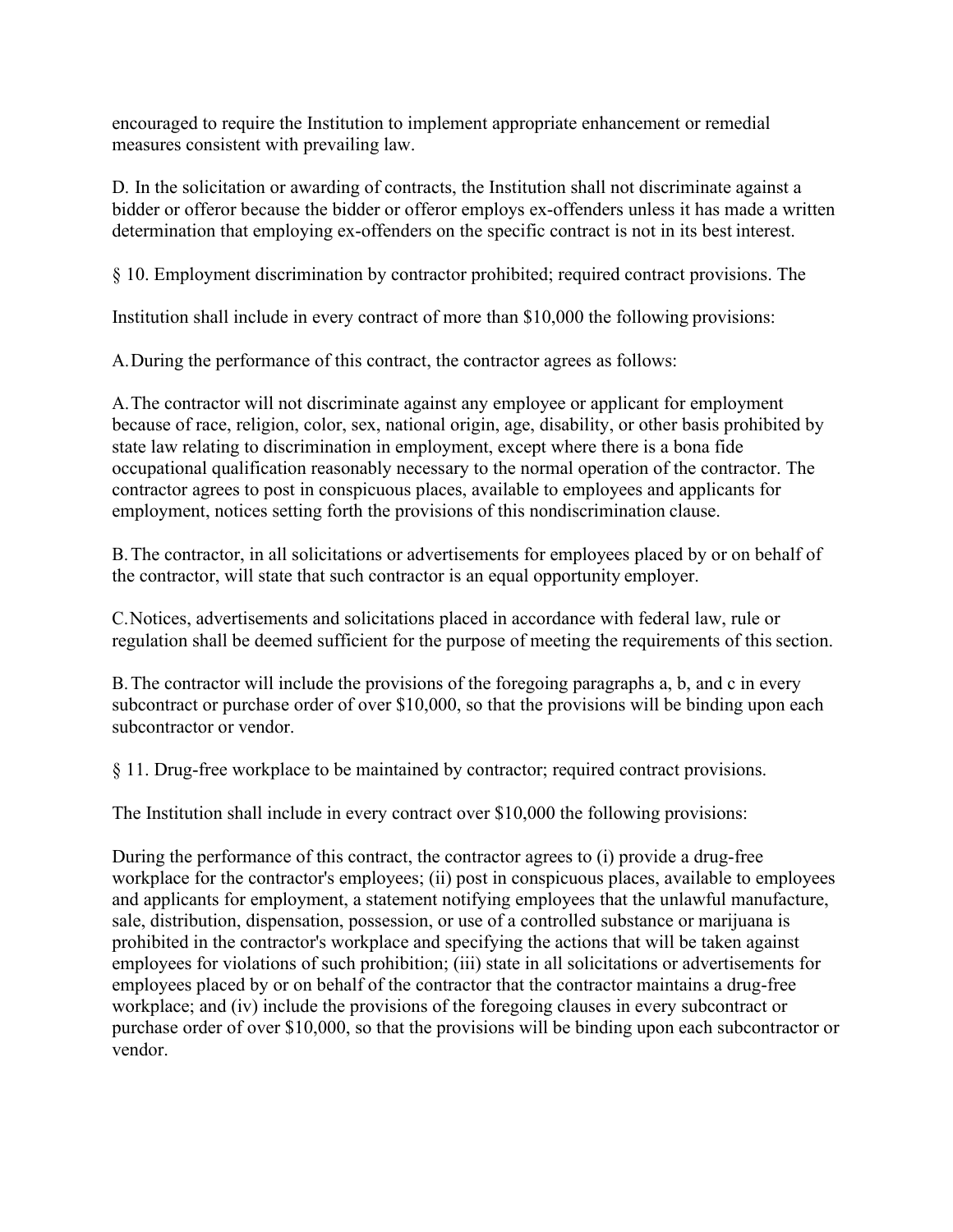encouraged to require the Institution to implement appropriate enhancement or remedial measures consistent with prevailing law.

D. In the solicitation or awarding of contracts, the Institution shall not discriminate against a bidder or offeror because the bidder or offeror employs ex-offenders unless it has made a written determination that employing ex-offenders on the specific contract is not in its best interest.

§ 10. Employment discrimination by contractor prohibited; required contract provisions. The

Institution shall include in every contract of more than $10,000 the following provisions:

A. During the performance of this contract, the contractor agrees as follows:

A. The contractor will not discriminate against any employee or applicant for employment because of race, religion, color, sex, national origin, age, disability, or other basis prohibited by state law relating to discrimination in employment, except where there is a bona fide occupational qualification reasonably necessary to the normal operation of the contractor. The contractor agrees to post in conspicuous places, available to employees and applicants for employment, notices setting forth the provisions of this nondiscrimination clause.

B. The contractor, in all solicitations or advertisements for employees placed by or on behalf of the contractor, will state that such contractor is an equal opportunity employer.

C. Notices, advertisements and solicitations placed in accordance with federal law, rule or regulation shall be deemed sufficient for the purpose of meeting the requirements of this section.

B. The contractor will include the provisions of the foregoing paragraphs a, b, and c in every subcontract or purchase order of over $10,000, so that the provisions will be binding upon each subcontractor or vendor.

§ 11. Drug-free workplace to be maintained by contractor; required contract provisions.

The Institution shall include in every contract over $10,000 the following provisions:

During the performance of this contract, the contractor agrees to (i) provide a drug-free workplace for the contractor's employees; (ii) post in conspicuous places, available to employees and applicants for employment, a statement notifying employees that the unlawful manufacture, sale, distribution, dispensation, possession, or use of a controlled substance or marijuana is prohibited in the contractor's workplace and specifying the actions that will be taken against employees for violations of such prohibition; (iii) state in all solicitations or advertisements for employees placed by or on behalf of the contractor that the contractor maintains a drug-free workplace; and (iv) include the provisions of the foregoing clauses in every subcontract or purchase order of over $10,000, so that the provisions will be binding upon each subcontractor or vendor.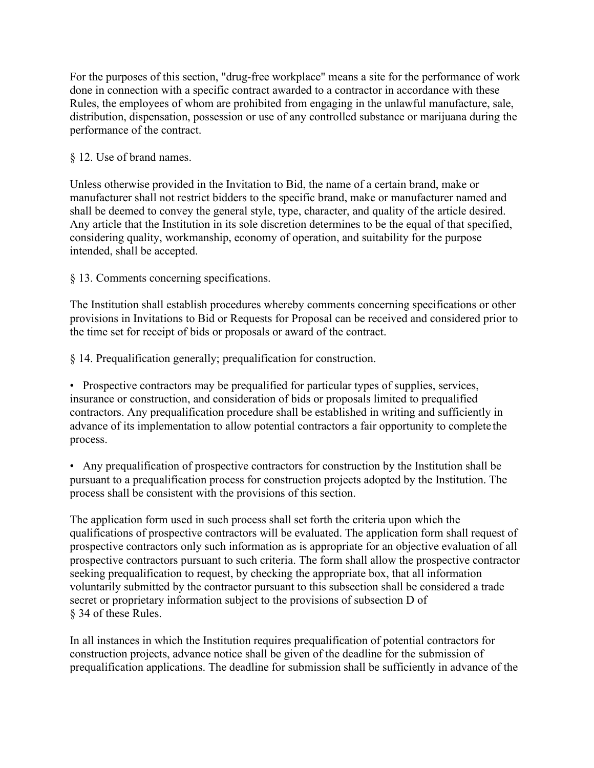For the purposes of this section, "drug-free workplace" means a site for the performance of work done in connection with a specific contract awarded to a contractor in accordance with these Rules, the employees of whom are prohibited from engaging in the unlawful manufacture, sale, distribution, dispensation, possession or use of any controlled substance or marijuana during the performance of the contract.

§ 12. Use of brand names.

Unless otherwise provided in the Invitation to Bid, the name of a certain brand, make or manufacturer shall not restrict bidders to the specific brand, make or manufacturer named and shall be deemed to convey the general style, type, character, and quality of the article desired. Any article that the Institution in its sole discretion determines to be the equal of that specified, considering quality, workmanship, economy of operation, and suitability for the purpose intended, shall be accepted.

§ 13. Comments concerning specifications.

The Institution shall establish procedures whereby comments concerning specifications or other provisions in Invitations to Bid or Requests for Proposal can be received and considered prior to the time set for receipt of bids or proposals or award of the contract.

§ 14. Prequalification generally; prequalification for construction.

- Prospective contractors may be prequalified for particular types of supplies, services, insurance or construction, and consideration of bids or proposals limited to prequalified contractors. Any prequalification procedure shall be established in writing and sufficiently in advance of its implementation to allow potential contractors a fair opportunity to complete the process.

- Any prequalification of prospective contractors for construction by the Institution shall be pursuant to a prequalification process for construction projects adopted by the Institution. The process shall be consistent with the provisions of this section.

The application form used in such process shall set forth the criteria upon which the qualifications of prospective contractors will be evaluated. The application form shall request of prospective contractors only such information as is appropriate for an objective evaluation of all prospective contractors pursuant to such criteria. The form shall allow the prospective contractor seeking prequalification to request, by checking the appropriate box, that all information voluntarily submitted by the contractor pursuant to this subsection shall be considered a trade secret or proprietary information subject to the provisions of subsection D of § 34 of these Rules.

In all instances in which the Institution requires prequalification of potential contractors for construction projects, advance notice shall be given of the deadline for the submission of prequalification applications. The deadline for submission shall be sufficiently in advance of the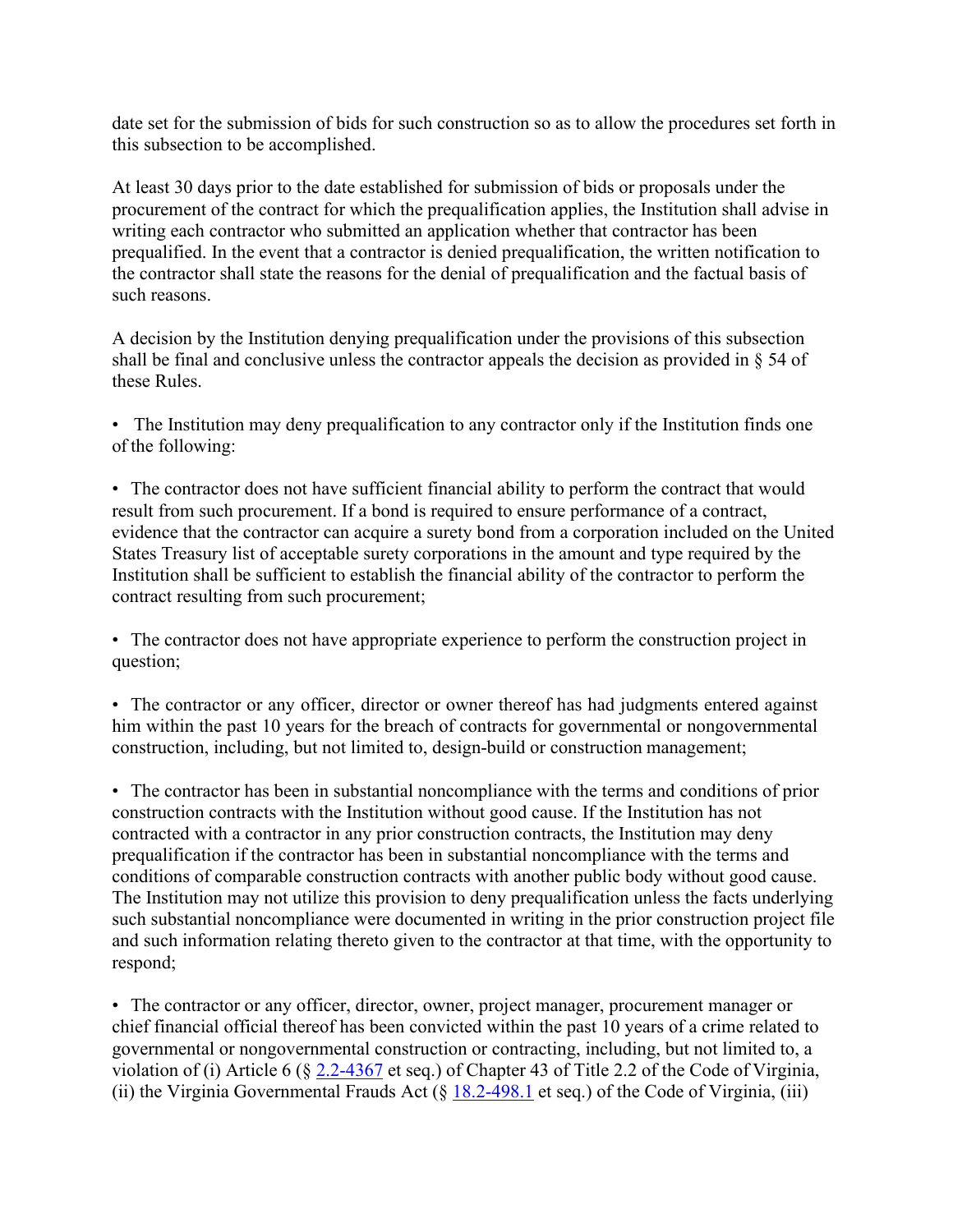date set for the submission of bids for such construction so as to allow the procedures set forth in this subsection to be accomplished.

At least 30 days prior to the date established for submission of bids or proposals under the procurement of the contract for which the prequalification applies, the Institution shall advise in writing each contractor who submitted an application whether that contractor has been prequalified. In the event that a contractor is denied prequalification, the written notification to the contractor shall state the reasons for the denial of prequalification and the factual basis of such reasons.

A decision by the Institution denying prequalification under the provisions of this subsection shall be final and conclusive unless the contractor appeals the decision as provided in § 54 of these Rules.

- The Institution may deny prequalification to any contractor only if the Institution finds one of the following:

- The contractor does not have sufficient financial ability to perform the contract that would result from such procurement. If a bond is required to ensure performance of a contract, evidence that the contractor can acquire a surety bond from a corporation included on the United States Treasury list of acceptable surety corporations in the amount and type required by the Institution shall be sufficient to establish the financial ability of the contractor to perform the contract resulting from such procurement;

- The contractor does not have appropriate experience to perform the construction project in question;

- The contractor or any officer, director or owner thereof has had judgments entered against him within the past 10 years for the breach of contracts for governmental or nongovernmental construction, including, but not limited to, design-build or construction management;

- The contractor has been in substantial noncompliance with the terms and conditions of prior construction contracts with the Institution without good cause. If the Institution has not contracted with a contractor in any prior construction contracts, the Institution may deny prequalification if the contractor has been in substantial noncompliance with the terms and conditions of comparable construction contracts with another public body without good cause. The Institution may not utilize this provision to deny prequalification unless the facts underlying such substantial noncompliance were documented in writing in the prior construction project file and such information relating thereto given to the contractor at that time, with the opportunity to respond;

- The contractor or any officer, director, owner, project manager, procurement manager or chief financial official thereof has been convicted within the past 10 years of a crime related to governmental or nongovernmental construction or contracting, including, but not limited to, a violation of (i) Article 6 (§ 2.2-4367 et seq.) of Chapter 43 of Title 2.2 of the Code of Virginia, (ii) the Virginia Governmental Frauds Act (§ 18.2-498.1 et seq.) of the Code of Virginia, (iii)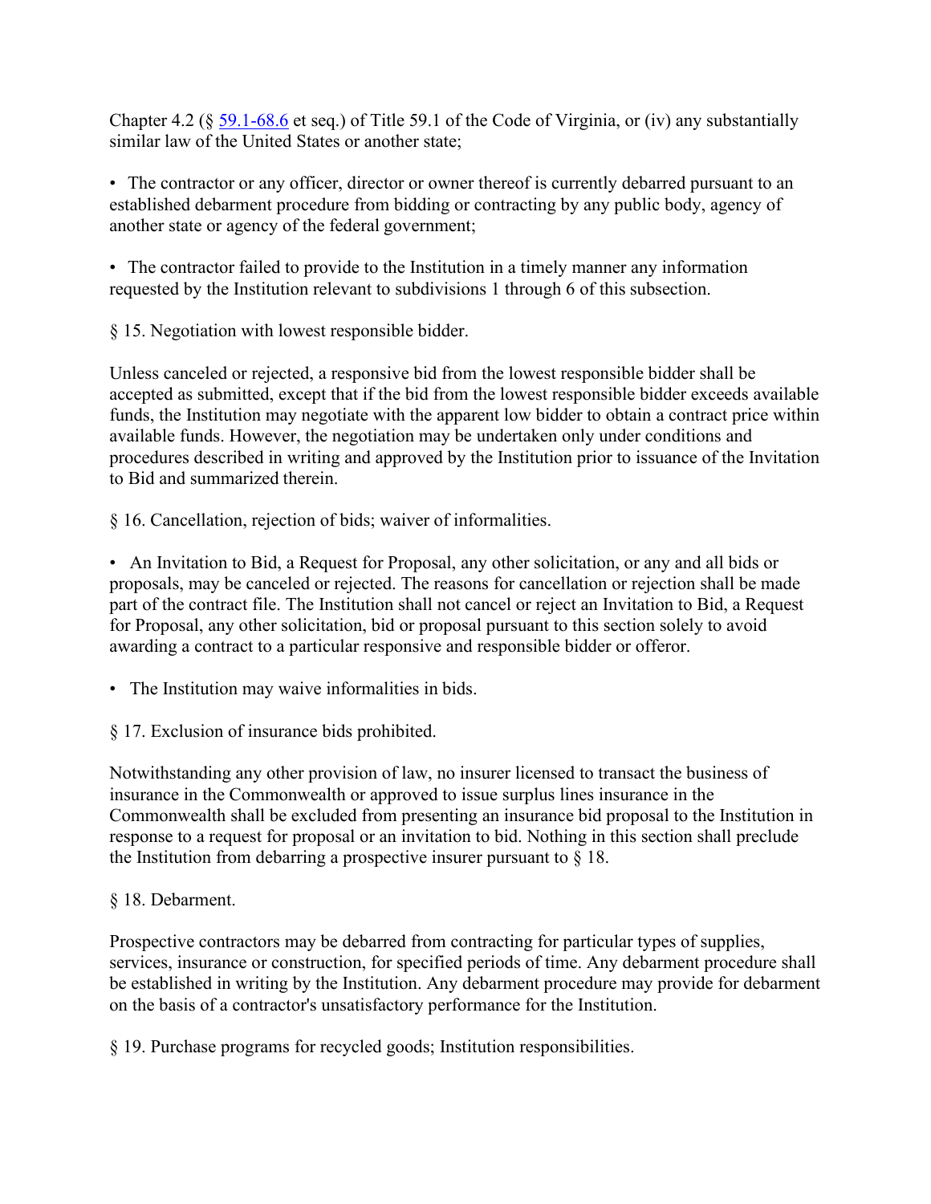Chapter 4.2 (§ [59.1-68.6](#) et seq.) of Title 59.1 of the Code of Virginia, or (iv) any substantially similar law of the United States or another state;

- The contractor or any officer, director or owner thereof is currently debarred pursuant to an established debarment procedure from bidding or contracting by any public body, agency of another state or agency of the federal government;

- The contractor failed to provide to the Institution in a timely manner any information requested by the Institution relevant to subdivisions 1 through 6 of this subsection.

§ 15. Negotiation with lowest responsible bidder.

Unless canceled or rejected, a responsive bid from the lowest responsible bidder shall be accepted as submitted, except that if the bid from the lowest responsible bidder exceeds available funds, the Institution may negotiate with the apparent low bidder to obtain a contract price within available funds. However, the negotiation may be undertaken only under conditions and procedures described in writing and approved by the Institution prior to issuance of the Invitation to Bid and summarized therein.

§ 16. Cancellation, rejection of bids; waiver of informalities.

- An Invitation to Bid, a Request for Proposal, any other solicitation, or any and all bids or proposals, may be canceled or rejected. The reasons for cancellation or rejection shall be made part of the contract file. The Institution shall not cancel or reject an Invitation to Bid, a Request for Proposal, any other solicitation, bid or proposal pursuant to this section solely to avoid awarding a contract to a particular responsive and responsible bidder or offeror.

- The Institution may waive informalities in bids.

§ 17. Exclusion of insurance bids prohibited.

Notwithstanding any other provision of law, no insurer licensed to transact the business of insurance in the Commonwealth or approved to issue surplus lines insurance in the Commonwealth shall be excluded from presenting an insurance bid proposal to the Institution in response to a request for proposal or an invitation to bid. Nothing in this section shall preclude the Institution from debarring a prospective insurer pursuant to § 18.

§ 18. Debarment.

Prospective contractors may be debarred from contracting for particular types of supplies, services, insurance or construction, for specified periods of time. Any debarment procedure shall be established in writing by the Institution. Any debarment procedure may provide for debarment on the basis of a contractor's unsatisfactory performance for the Institution.

§ 19. Purchase programs for recycled goods; Institution responsibilities.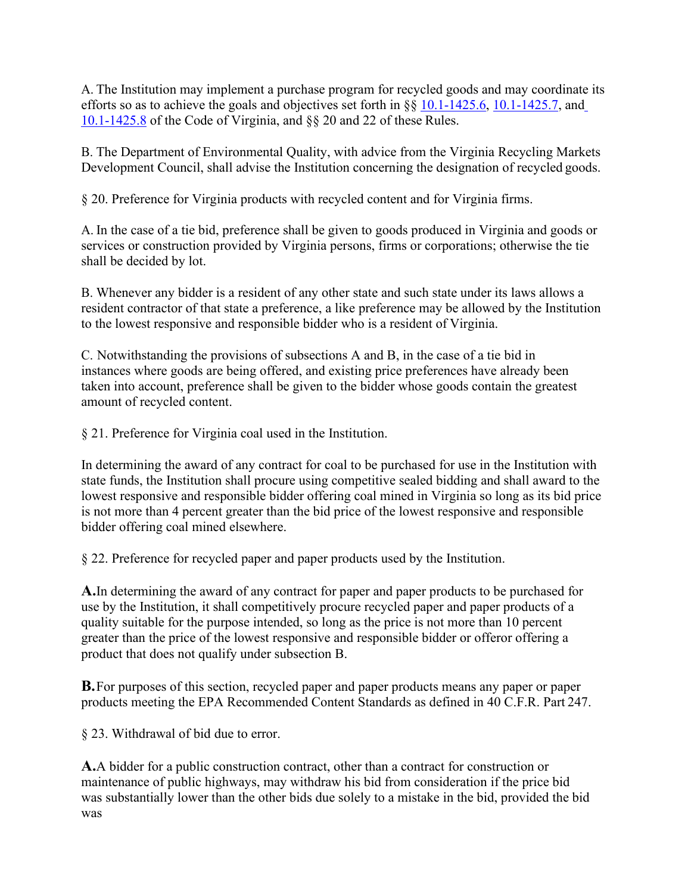A. The Institution may implement a purchase program for recycled goods and may coordinate its efforts so as to achieve the goals and objectives set forth in §§ [10.1-1425.6](), [10.1-1425.7](), and [10.1-1425.8]() of the Code of Virginia, and §§ 20 and 22 of these Rules.

B. The Department of Environmental Quality, with advice from the Virginia Recycling Markets Development Council, shall advise the Institution concerning the designation of recycled goods.

§ 20. Preference for Virginia products with recycled content and for Virginia firms.

A. In the case of a tie bid, preference shall be given to goods produced in Virginia and goods or services or construction provided by Virginia persons, firms or corporations; otherwise the tie shall be decided by lot.

B. Whenever any bidder is a resident of any other state and such state under its laws allows a resident contractor of that state a preference, a like preference may be allowed by the Institution to the lowest responsive and responsible bidder who is a resident of Virginia.

C. Notwithstanding the provisions of subsections A and B, in the case of a tie bid in instances where goods are being offered, and existing price preferences have already been taken into account, preference shall be given to the bidder whose goods contain the greatest amount of recycled content.

§ 21. Preference for Virginia coal used in the Institution.

In determining the award of any contract for coal to be purchased for use in the Institution with state funds, the Institution shall procure using competitive sealed bidding and shall award to the lowest responsive and responsible bidder offering coal mined in Virginia so long as its bid price is not more than 4 percent greater than the bid price of the lowest responsive and responsible bidder offering coal mined elsewhere.

§ 22. Preference for recycled paper and paper products used by the Institution.

**A.** In determining the award of any contract for paper and paper products to be purchased for use by the Institution, it shall competitively procure recycled paper and paper products of a quality suitable for the purpose intended, so long as the price is not more than 10 percent greater than the price of the lowest responsive and responsible bidder or offeror offering a product that does not qualify under subsection B.

**B.** For purposes of this section, recycled paper and paper products means any paper or paper products meeting the EPA Recommended Content Standards as defined in 40 C.F.R. Part 247.

§ 23. Withdrawal of bid due to error.

**A.** A bidder for a public construction contract, other than a contract for construction or maintenance of public highways, may withdraw his bid from consideration if the price bid was substantially lower than the other bids due solely to a mistake in the bid, provided the bid was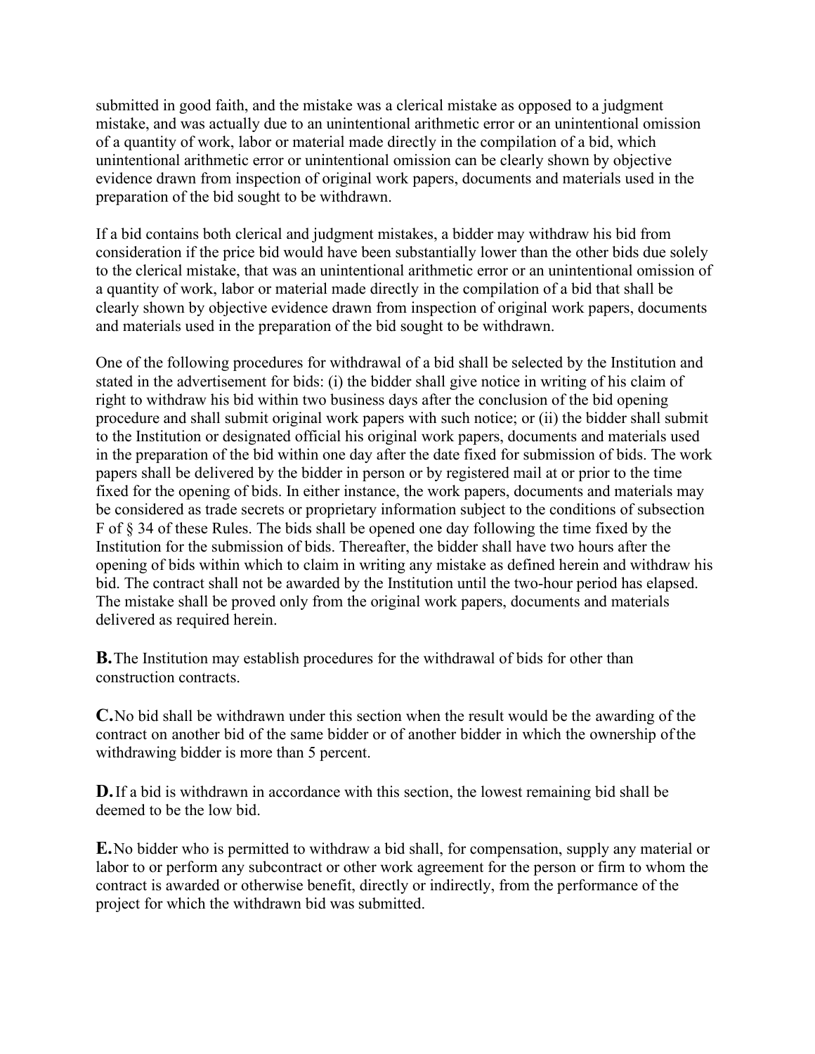submitted in good faith, and the mistake was a clerical mistake as opposed to a judgment mistake, and was actually due to an unintentional arithmetic error or an unintentional omission of a quantity of work, labor or material made directly in the compilation of a bid, which unintentional arithmetic error or unintentional omission can be clearly shown by objective evidence drawn from inspection of original work papers, documents and materials used in the preparation of the bid sought to be withdrawn.

If a bid contains both clerical and judgment mistakes, a bidder may withdraw his bid from consideration if the price bid would have been substantially lower than the other bids due solely to the clerical mistake, that was an unintentional arithmetic error or an unintentional omission of a quantity of work, labor or material made directly in the compilation of a bid that shall be clearly shown by objective evidence drawn from inspection of original work papers, documents and materials used in the preparation of the bid sought to be withdrawn.

One of the following procedures for withdrawal of a bid shall be selected by the Institution and stated in the advertisement for bids: (i) the bidder shall give notice in writing of his claim of right to withdraw his bid within two business days after the conclusion of the bid opening procedure and shall submit original work papers with such notice; or (ii) the bidder shall submit to the Institution or designated official his original work papers, documents and materials used in the preparation of the bid within one day after the date fixed for submission of bids. The work papers shall be delivered by the bidder in person or by registered mail at or prior to the time fixed for the opening of bids. In either instance, the work papers, documents and materials may be considered as trade secrets or proprietary information subject to the conditions of subsection F of § 34 of these Rules. The bids shall be opened one day following the time fixed by the Institution for the submission of bids. Thereafter, the bidder shall have two hours after the opening of bids within which to claim in writing any mistake as defined herein and withdraw his bid. The contract shall not be awarded by the Institution until the two-hour period has elapsed. The mistake shall be proved only from the original work papers, documents and materials delivered as required herein.

**B.** The Institution may establish procedures for the withdrawal of bids for other than construction contracts.

**C.** No bid shall be withdrawn under this section when the result would be the awarding of the contract on another bid of the same bidder or of another bidder in which the ownership of the withdrawing bidder is more than 5 percent.

**D.** If a bid is withdrawn in accordance with this section, the lowest remaining bid shall be deemed to be the low bid.

**E.** No bidder who is permitted to withdraw a bid shall, for compensation, supply any material or labor to or perform any subcontract or other work agreement for the person or firm to whom the contract is awarded or otherwise benefit, directly or indirectly, from the performance of the project for which the withdrawn bid was submitted.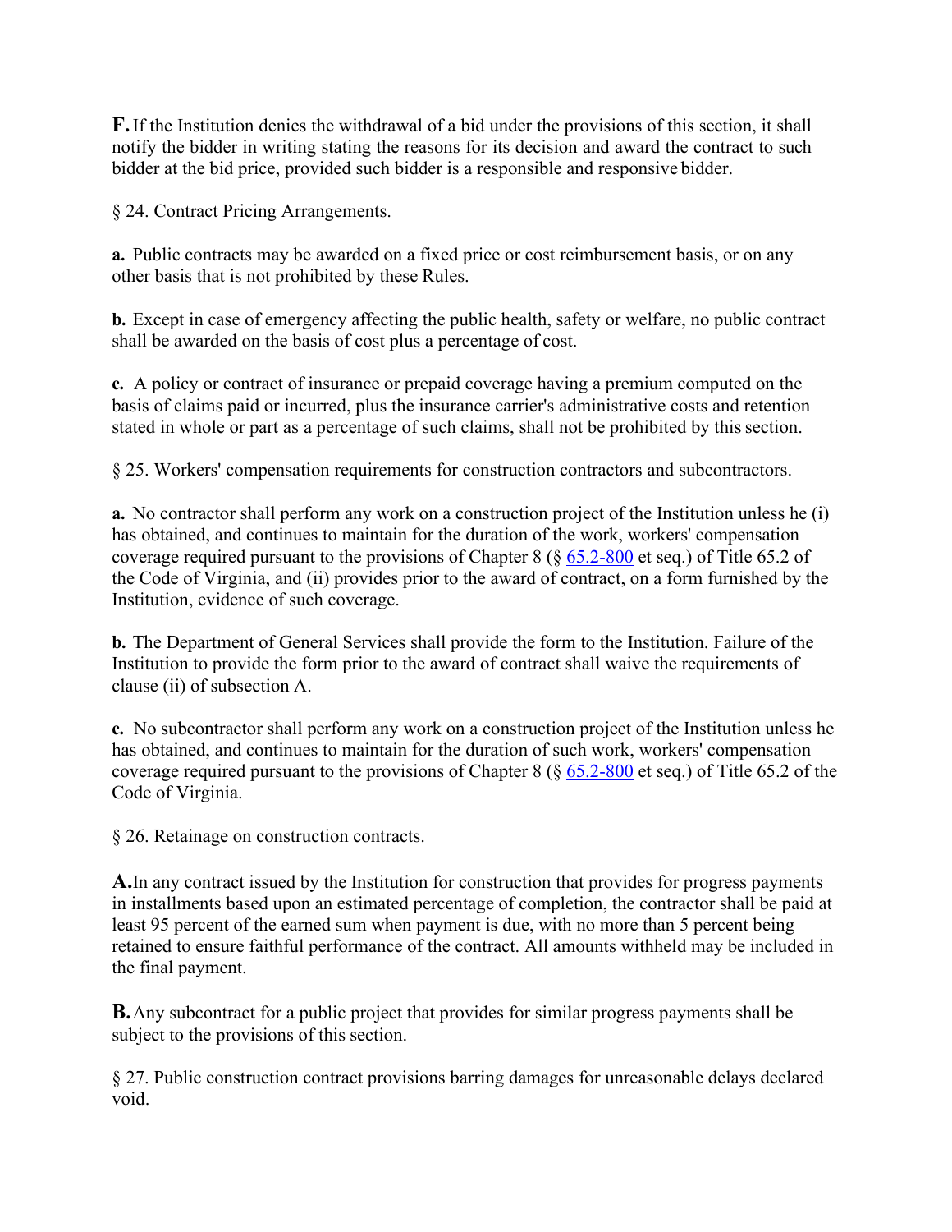**F.** If the Institution denies the withdrawal of a bid under the provisions of this section, it shall notify the bidder in writing stating the reasons for its decision and award the contract to such bidder at the bid price, provided such bidder is a responsible and responsive bidder.

§ 24. Contract Pricing Arrangements.

**a.** Public contracts may be awarded on a fixed price or cost reimbursement basis, or on any other basis that is not prohibited by these Rules.

**b.** Except in case of emergency affecting the public health, safety or welfare, no public contract shall be awarded on the basis of cost plus a percentage of cost.

**c.** A policy or contract of insurance or prepaid coverage having a premium computed on the basis of claims paid or incurred, plus the insurance carrier's administrative costs and retention stated in whole or part as a percentage of such claims, shall not be prohibited by this section.

§ 25. Workers' compensation requirements for construction contractors and subcontractors.

**a.** No contractor shall perform any work on a construction project of the Institution unless he (i) has obtained, and continues to maintain for the duration of the work, workers' compensation coverage required pursuant to the provisions of Chapter 8 (§ 65.2-800 et seq.) of Title 65.2 of the Code of Virginia, and (ii) provides prior to the award of contract, on a form furnished by the Institution, evidence of such coverage.

**b.** The Department of General Services shall provide the form to the Institution. Failure of the Institution to provide the form prior to the award of contract shall waive the requirements of clause (ii) of subsection A.

**c.** No subcontractor shall perform any work on a construction project of the Institution unless he has obtained, and continues to maintain for the duration of such work, workers' compensation coverage required pursuant to the provisions of Chapter 8 (§ 65.2-800 et seq.) of Title 65.2 of the Code of Virginia.

§ 26. Retainage on construction contracts.

**A.** In any contract issued by the Institution for construction that provides for progress payments in installments based upon an estimated percentage of completion, the contractor shall be paid at least 95 percent of the earned sum when payment is due, with no more than 5 percent being retained to ensure faithful performance of the contract. All amounts withheld may be included in the final payment.

**B.** Any subcontract for a public project that provides for similar progress payments shall be subject to the provisions of this section.

§ 27. Public construction contract provisions barring damages for unreasonable delays declared void.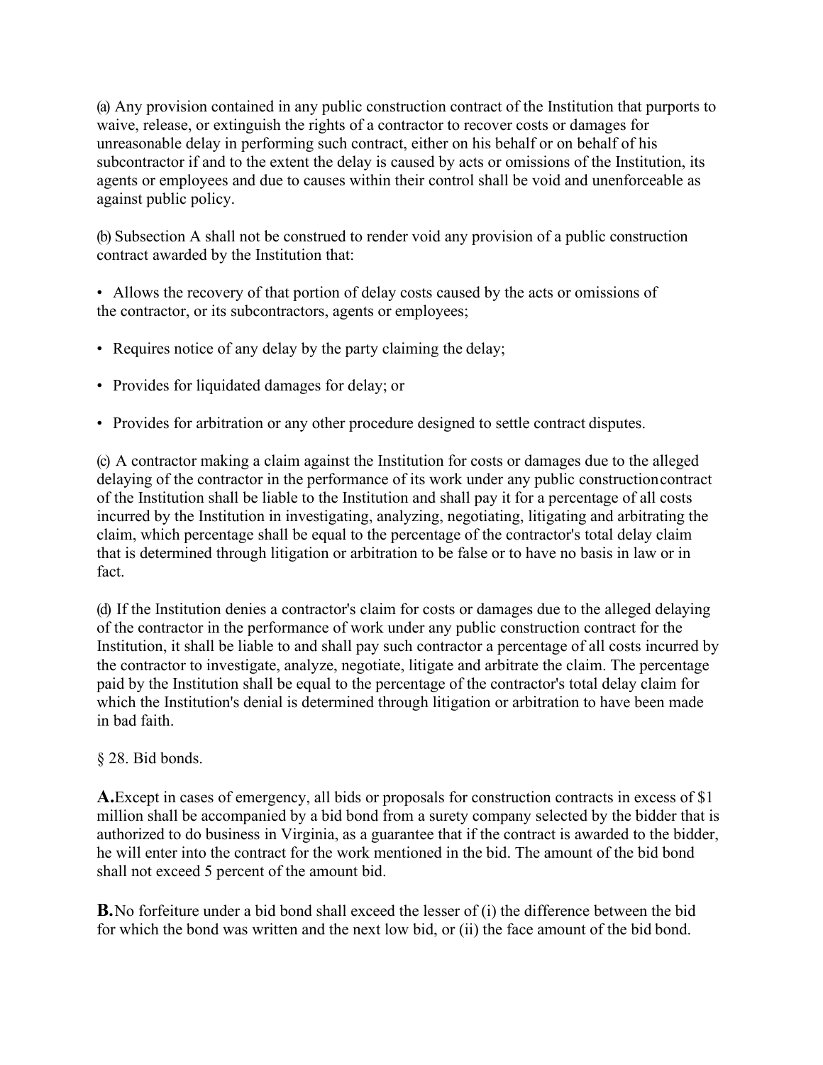(a) Any provision contained in any public construction contract of the Institution that purports to waive, release, or extinguish the rights of a contractor to recover costs or damages for unreasonable delay in performing such contract, either on his behalf or on behalf of his subcontractor if and to the extent the delay is caused by acts or omissions of the Institution, its agents or employees and due to causes within their control shall be void and unenforceable as against public policy.

(b) Subsection A shall not be construed to render void any provision of a public construction contract awarded by the Institution that:

- Allows the recovery of that portion of delay costs caused by the acts or omissions of the contractor, or its subcontractors, agents or employees;
- Requires notice of any delay by the party claiming the delay;
- Provides for liquidated damages for delay; or
- Provides for arbitration or any other procedure designed to settle contract disputes.

(c) A contractor making a claim against the Institution for costs or damages due to the alleged delaying of the contractor in the performance of its work under any public construction contract of the Institution shall be liable to the Institution and shall pay it for a percentage of all costs incurred by the Institution in investigating, analyzing, negotiating, litigating and arbitrating the claim, which percentage shall be equal to the percentage of the contractor's total delay claim that is determined through litigation or arbitration to be false or to have no basis in law or in fact.

(d) If the Institution denies a contractor's claim for costs or damages due to the alleged delaying of the contractor in the performance of work under any public construction contract for the Institution, it shall be liable to and shall pay such contractor a percentage of all costs incurred by the contractor to investigate, analyze, negotiate, litigate and arbitrate the claim. The percentage paid by the Institution shall be equal to the percentage of the contractor's total delay claim for which the Institution's denial is determined through litigation or arbitration to have been made in bad faith.

§ 28. Bid bonds.

**A.** Except in cases of emergency, all bids or proposals for construction contracts in excess of $1 million shall be accompanied by a bid bond from a surety company selected by the bidder that is authorized to do business in Virginia, as a guarantee that if the contract is awarded to the bidder, he will enter into the contract for the work mentioned in the bid. The amount of the bid bond shall not exceed 5 percent of the amount bid.

**B.** No forfeiture under a bid bond shall exceed the lesser of (i) the difference between the bid for which the bond was written and the next low bid, or (ii) the face amount of the bid bond.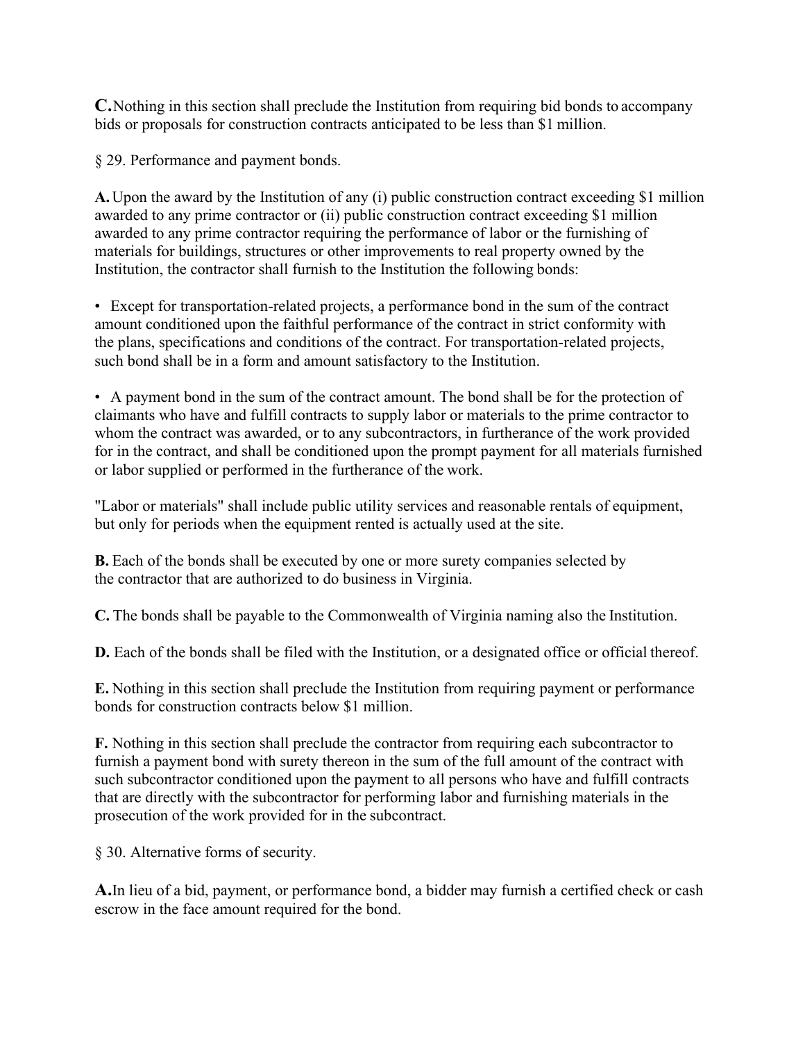**C.** Nothing in this section shall preclude the Institution from requiring bid bonds to accompany bids or proposals for construction contracts anticipated to be less than $1 million.

§ 29. Performance and payment bonds.

**A.** Upon the award by the Institution of any (i) public construction contract exceeding $1 million awarded to any prime contractor or (ii) public construction contract exceeding $1 million awarded to any prime contractor requiring the performance of labor or the furnishing of materials for buildings, structures or other improvements to real property owned by the Institution, the contractor shall furnish to the Institution the following bonds:

- Except for transportation-related projects, a performance bond in the sum of the contract amount conditioned upon the faithful performance of the contract in strict conformity with the plans, specifications and conditions of the contract. For transportation-related projects, such bond shall be in a form and amount satisfactory to the Institution.

- A payment bond in the sum of the contract amount. The bond shall be for the protection of claimants who have and fulfill contracts to supply labor or materials to the prime contractor to whom the contract was awarded, or to any subcontractors, in furtherance of the work provided for in the contract, and shall be conditioned upon the prompt payment for all materials furnished or labor supplied or performed in the furtherance of the work.

"Labor or materials" shall include public utility services and reasonable rentals of equipment, but only for periods when the equipment rented is actually used at the site.

**B.** Each of the bonds shall be executed by one or more surety companies selected by the contractor that are authorized to do business in Virginia.

**C.** The bonds shall be payable to the Commonwealth of Virginia naming also the Institution.

**D.** Each of the bonds shall be filed with the Institution, or a designated office or official thereof.

**E.** Nothing in this section shall preclude the Institution from requiring payment or performance bonds for construction contracts below $1 million.

**F.** Nothing in this section shall preclude the contractor from requiring each subcontractor to furnish a payment bond with surety thereon in the sum of the full amount of the contract with such subcontractor conditioned upon the payment to all persons who have and fulfill contracts that are directly with the subcontractor for performing labor and furnishing materials in the prosecution of the work provided for in the subcontract.

§ 30. Alternative forms of security.

**A.** In lieu of a bid, payment, or performance bond, a bidder may furnish a certified check or cash escrow in the face amount required for the bond.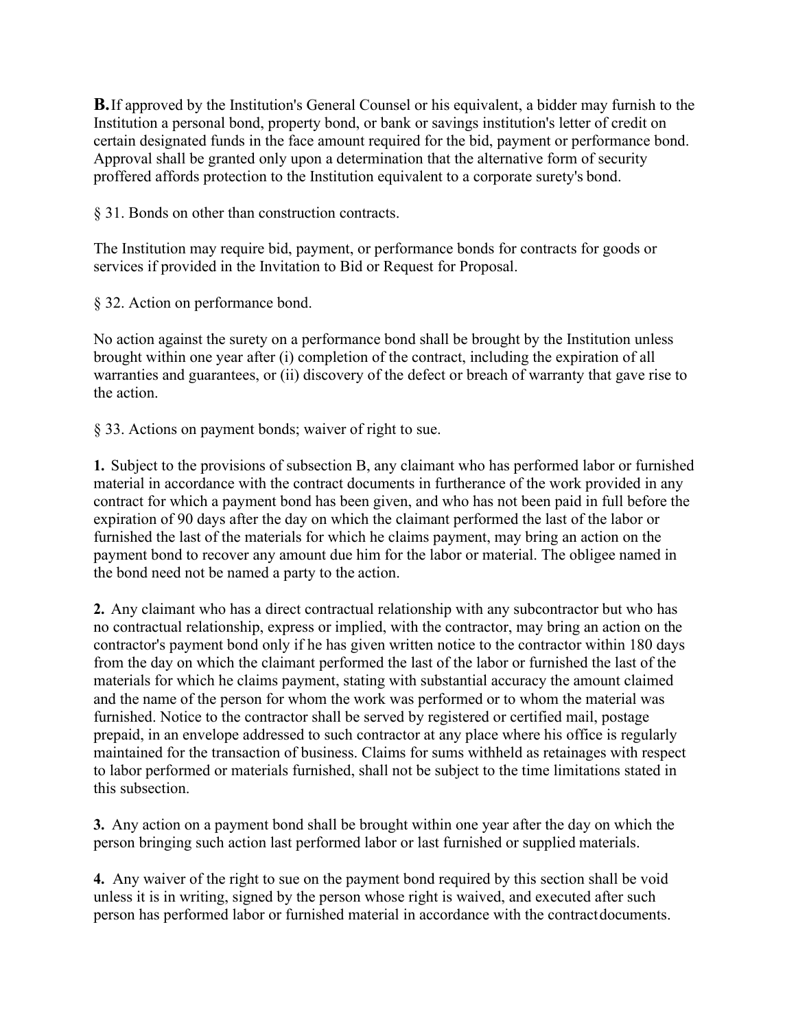**B.** If approved by the Institution's General Counsel or his equivalent, a bidder may furnish to the Institution a personal bond, property bond, or bank or savings institution's letter of credit on certain designated funds in the face amount required for the bid, payment or performance bond. Approval shall be granted only upon a determination that the alternative form of security proffered affords protection to the Institution equivalent to a corporate surety's bond.

§ 31. Bonds on other than construction contracts.

The Institution may require bid, payment, or performance bonds for contracts for goods or services if provided in the Invitation to Bid or Request for Proposal.

§ 32. Action on performance bond.

No action against the surety on a performance bond shall be brought by the Institution unless brought within one year after (i) completion of the contract, including the expiration of all warranties and guarantees, or (ii) discovery of the defect or breach of warranty that gave rise to the action.

§ 33. Actions on payment bonds; waiver of right to sue.

**1.** Subject to the provisions of subsection B, any claimant who has performed labor or furnished material in accordance with the contract documents in furtherance of the work provided in any contract for which a payment bond has been given, and who has not been paid in full before the expiration of 90 days after the day on which the claimant performed the last of the labor or furnished the last of the materials for which he claims payment, may bring an action on the payment bond to recover any amount due him for the labor or material. The obligee named in the bond need not be named a party to the action.

**2.** Any claimant who has a direct contractual relationship with any subcontractor but who has no contractual relationship, express or implied, with the contractor, may bring an action on the contractor's payment bond only if he has given written notice to the contractor within 180 days from the day on which the claimant performed the last of the labor or furnished the last of the materials for which he claims payment, stating with substantial accuracy the amount claimed and the name of the person for whom the work was performed or to whom the material was furnished. Notice to the contractor shall be served by registered or certified mail, postage prepaid, in an envelope addressed to such contractor at any place where his office is regularly maintained for the transaction of business. Claims for sums withheld as retainages with respect to labor performed or materials furnished, shall not be subject to the time limitations stated in this subsection.

**3.** Any action on a payment bond shall be brought within one year after the day on which the person bringing such action last performed labor or last furnished or supplied materials.

**4.** Any waiver of the right to sue on the payment bond required by this section shall be void unless it is in writing, signed by the person whose right is waived, and executed after such person has performed labor or furnished material in accordance with the contract documents.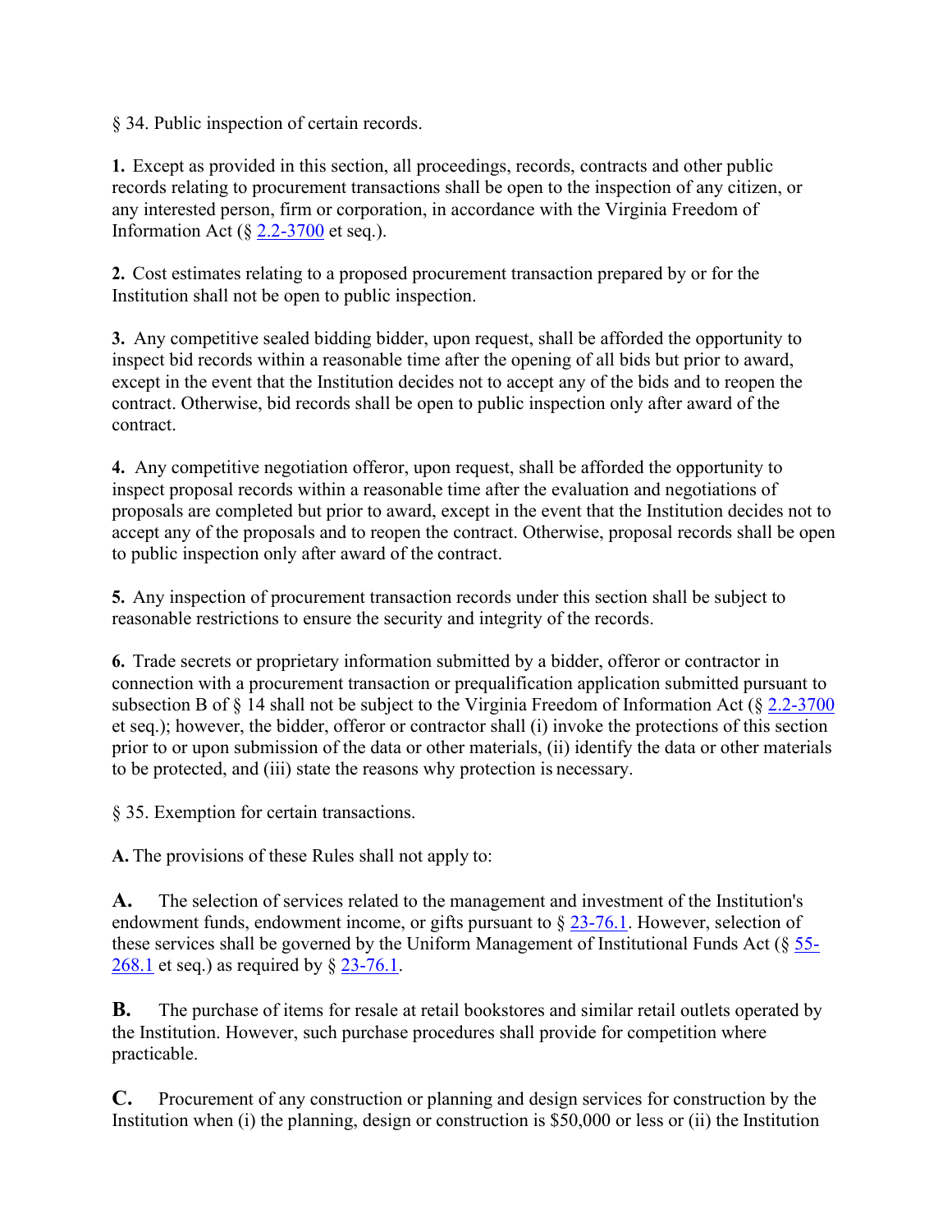§ 34. Public inspection of certain records.

**1.** Except as provided in this section, all proceedings, records, contracts and other public records relating to procurement transactions shall be open to the inspection of any citizen, or any interested person, firm or corporation, in accordance with the Virginia Freedom of Information Act (§ 2.2-3700 et seq.).

**2.** Cost estimates relating to a proposed procurement transaction prepared by or for the Institution shall not be open to public inspection.

**3.** Any competitive sealed bidding bidder, upon request, shall be afforded the opportunity to inspect bid records within a reasonable time after the opening of all bids but prior to award, except in the event that the Institution decides not to accept any of the bids and to reopen the contract. Otherwise, bid records shall be open to public inspection only after award of the contract.

**4.** Any competitive negotiation offeror, upon request, shall be afforded the opportunity to inspect proposal records within a reasonable time after the evaluation and negotiations of proposals are completed but prior to award, except in the event that the Institution decides not to accept any of the proposals and to reopen the contract. Otherwise, proposal records shall be open to public inspection only after award of the contract.

**5.** Any inspection of procurement transaction records under this section shall be subject to reasonable restrictions to ensure the security and integrity of the records.

**6.** Trade secrets or proprietary information submitted by a bidder, offeror or contractor in connection with a procurement transaction or prequalification application submitted pursuant to subsection B of § 14 shall not be subject to the Virginia Freedom of Information Act (§ 2.2-3700 et seq.); however, the bidder, offeror or contractor shall (i) invoke the protections of this section prior to or upon submission of the data or other materials, (ii) identify the data or other materials to be protected, and (iii) state the reasons why protection is necessary.

§ 35. Exemption for certain transactions.

**A.** The provisions of these Rules shall not apply to:

**A.** The selection of services related to the management and investment of the Institution's endowment funds, endowment income, or gifts pursuant to § 23-76.1. However, selection of these services shall be governed by the Uniform Management of Institutional Funds Act (§ 55-268.1 et seq.) as required by § 23-76.1.

**B.** The purchase of items for resale at retail bookstores and similar retail outlets operated by the Institution. However, such purchase procedures shall provide for competition where practicable.

**C.** Procurement of any construction or planning and design services for construction by the Institution when (i) the planning, design or construction is $50,000 or less or (ii) the Institution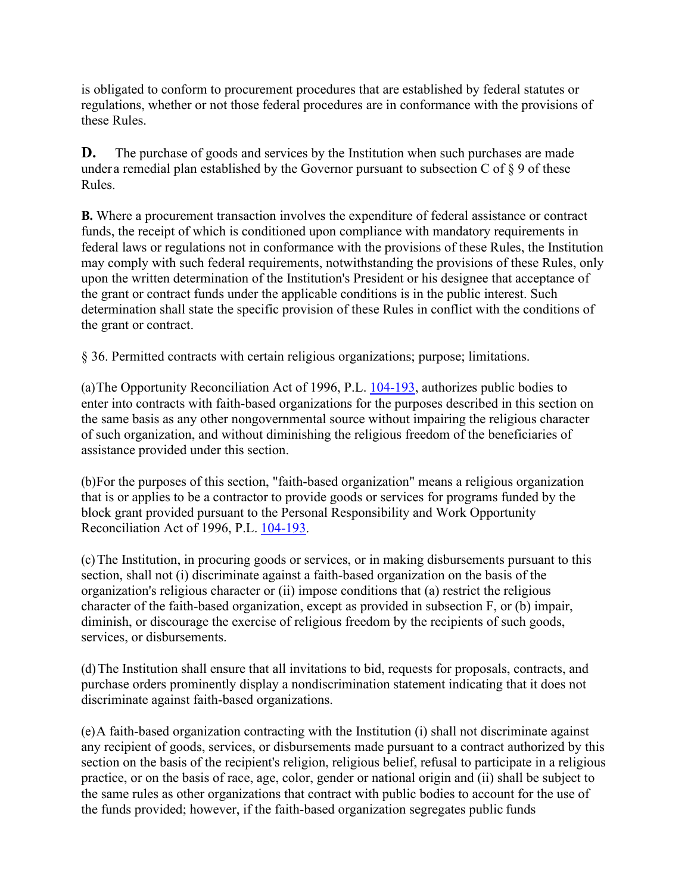is obligated to conform to procurement procedures that are established by federal statutes or regulations, whether or not those federal procedures are in conformance with the provisions of these Rules.

**D.** The purchase of goods and services by the Institution when such purchases are made under a remedial plan established by the Governor pursuant to subsection C of § 9 of these Rules.

**B.** Where a procurement transaction involves the expenditure of federal assistance or contract funds, the receipt of which is conditioned upon compliance with mandatory requirements in federal laws or regulations not in conformance with the provisions of these Rules, the Institution may comply with such federal requirements, notwithstanding the provisions of these Rules, only upon the written determination of the Institution's President or his designee that acceptance of the grant or contract funds under the applicable conditions is in the public interest. Such determination shall state the specific provision of these Rules in conflict with the conditions of the grant or contract.

§ 36. Permitted contracts with certain religious organizations; purpose; limitations.

(a) The Opportunity Reconciliation Act of 1996, P.L. 104-193, authorizes public bodies to enter into contracts with faith-based organizations for the purposes described in this section on the same basis as any other nongovernmental source without impairing the religious character of such organization, and without diminishing the religious freedom of the beneficiaries of assistance provided under this section.

(b) For the purposes of this section, "faith-based organization" means a religious organization that is or applies to be a contractor to provide goods or services for programs funded by the block grant provided pursuant to the Personal Responsibility and Work Opportunity Reconciliation Act of 1996, P.L. 104-193.

(c) The Institution, in procuring goods or services, or in making disbursements pursuant to this section, shall not (i) discriminate against a faith-based organization on the basis of the organization's religious character or (ii) impose conditions that (a) restrict the religious character of the faith-based organization, except as provided in subsection F, or (b) impair, diminish, or discourage the exercise of religious freedom by the recipients of such goods, services, or disbursements.

(d) The Institution shall ensure that all invitations to bid, requests for proposals, contracts, and purchase orders prominently display a nondiscrimination statement indicating that it does not discriminate against faith-based organizations.

(e) A faith-based organization contracting with the Institution (i) shall not discriminate against any recipient of goods, services, or disbursements made pursuant to a contract authorized by this section on the basis of the recipient's religion, religious belief, refusal to participate in a religious practice, or on the basis of race, age, color, gender or national origin and (ii) shall be subject to the same rules as other organizations that contract with public bodies to account for the use of the funds provided; however, if the faith-based organization segregates public funds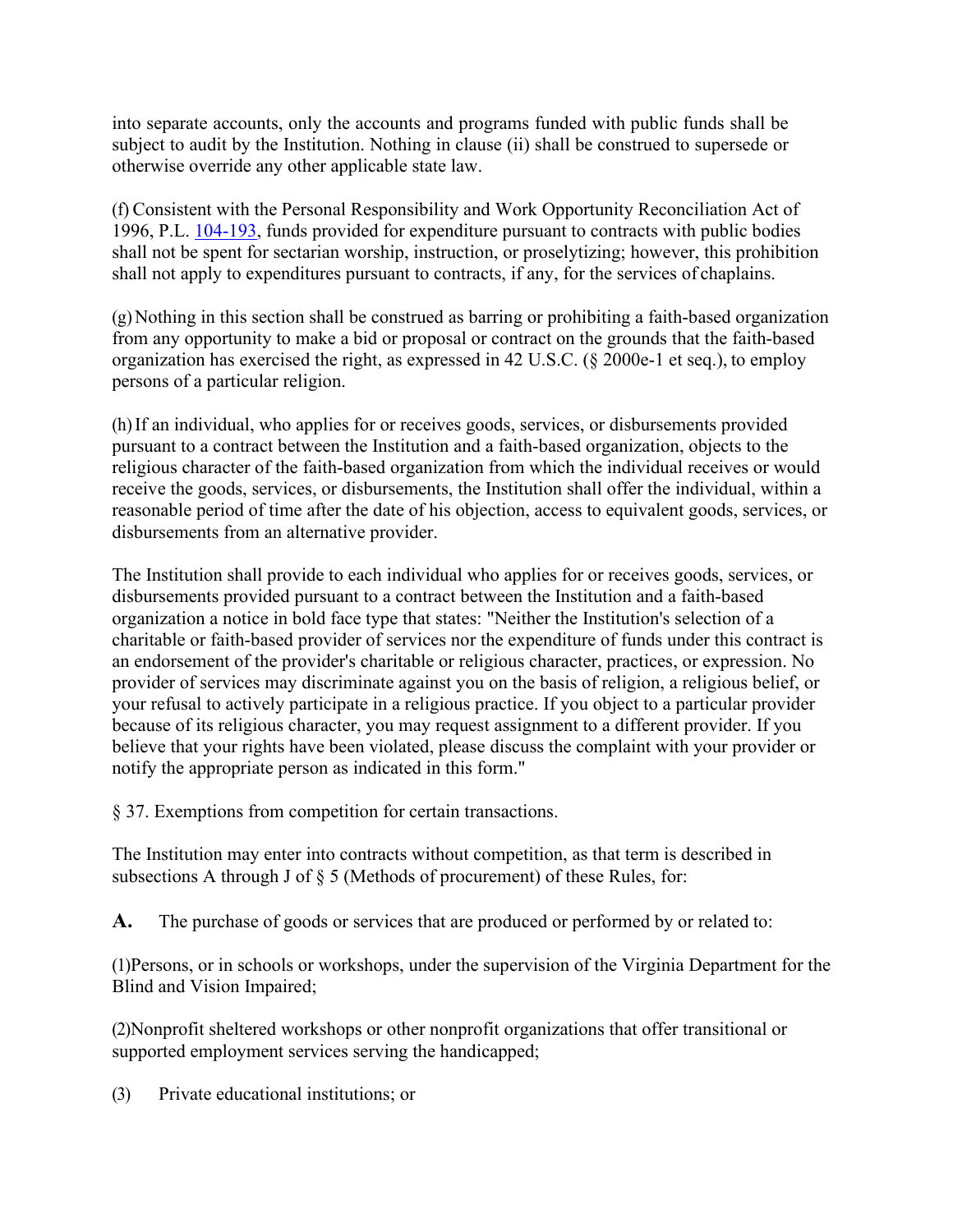into separate accounts, only the accounts and programs funded with public funds shall be subject to audit by the Institution. Nothing in clause (ii) shall be construed to supersede or otherwise override any other applicable state law.

(f) Consistent with the Personal Responsibility and Work Opportunity Reconciliation Act of 1996, P.L. 104-193, funds provided for expenditure pursuant to contracts with public bodies shall not be spent for sectarian worship, instruction, or proselytizing; however, this prohibition shall not apply to expenditures pursuant to contracts, if any, for the services of chaplains.

(g) Nothing in this section shall be construed as barring or prohibiting a faith-based organization from any opportunity to make a bid or proposal or contract on the grounds that the faith-based organization has exercised the right, as expressed in 42 U.S.C. (§ 2000e-1 et seq.), to employ persons of a particular religion.

(h) If an individual, who applies for or receives goods, services, or disbursements provided pursuant to a contract between the Institution and a faith-based organization, objects to the religious character of the faith-based organization from which the individual receives or would receive the goods, services, or disbursements, the Institution shall offer the individual, within a reasonable period of time after the date of his objection, access to equivalent goods, services, or disbursements from an alternative provider.

The Institution shall provide to each individual who applies for or receives goods, services, or disbursements provided pursuant to a contract between the Institution and a faith-based organization a notice in bold face type that states: "Neither the Institution's selection of a charitable or faith-based provider of services nor the expenditure of funds under this contract is an endorsement of the provider's charitable or religious character, practices, or expression. No provider of services may discriminate against you on the basis of religion, a religious belief, or your refusal to actively participate in a religious practice. If you object to a particular provider because of its religious character, you may request assignment to a different provider. If you believe that your rights have been violated, please discuss the complaint with your provider or notify the appropriate person as indicated in this form."

§ 37. Exemptions from competition for certain transactions.

The Institution may enter into contracts without competition, as that term is described in subsections A through J of § 5 (Methods of procurement) of these Rules, for:

**A.** The purchase of goods or services that are produced or performed by or related to:

(1) Persons, or in schools or workshops, under the supervision of the Virginia Department for the Blind and Vision Impaired;

(2) Nonprofit sheltered workshops or other nonprofit organizations that offer transitional or supported employment services serving the handicapped;

(3) Private educational institutions; or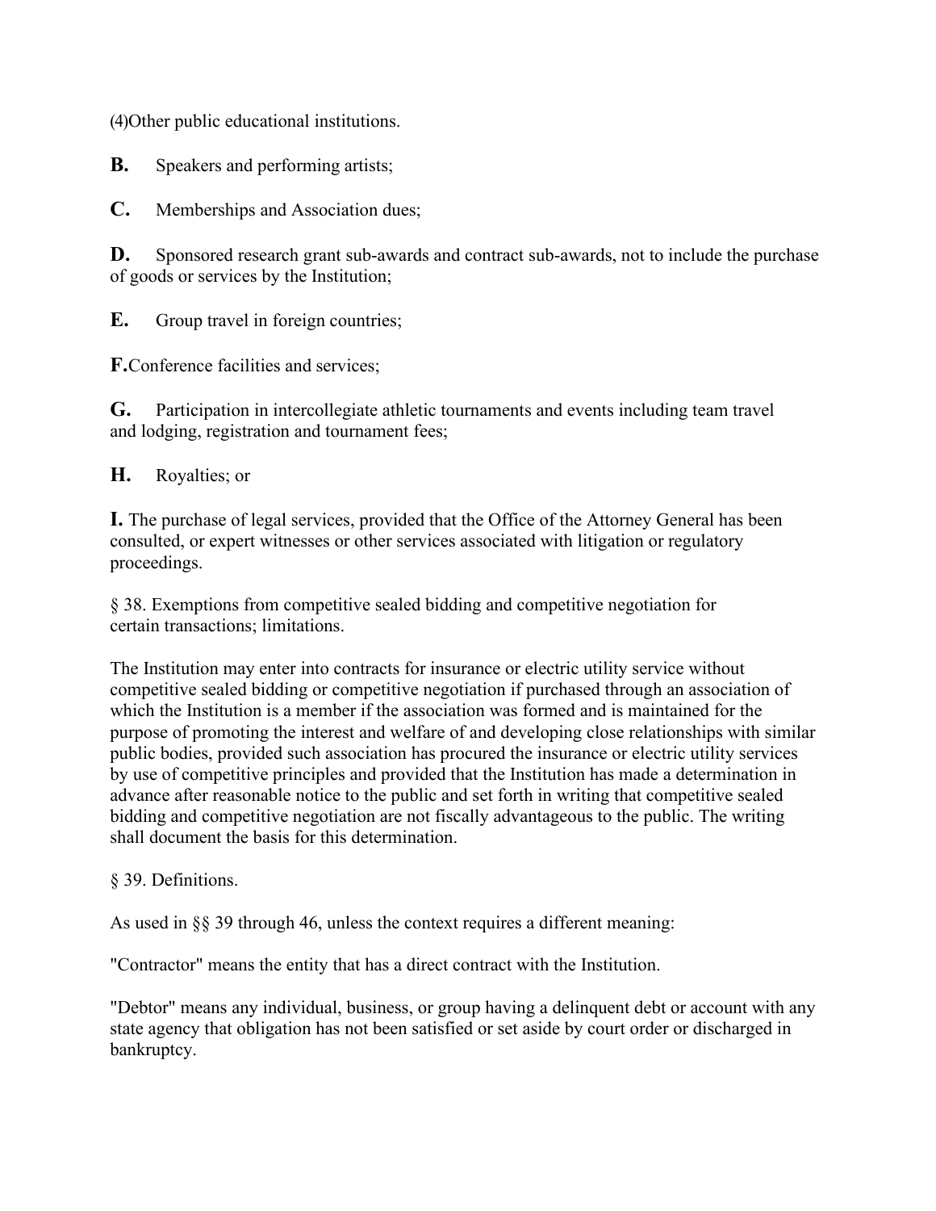(4)Other public educational institutions.

**B.** Speakers and performing artists;

**C.** Memberships and Association dues;

**D.** Sponsored research grant sub-awards and contract sub-awards, not to include the purchase of goods or services by the Institution;

**E.** Group travel in foreign countries;

**F.**Conference facilities and services;

**G.** Participation in intercollegiate athletic tournaments and events including team travel and lodging, registration and tournament fees;

**H.** Royalties; or

**I.** The purchase of legal services, provided that the Office of the Attorney General has been consulted, or expert witnesses or other services associated with litigation or regulatory proceedings.

§ 38. Exemptions from competitive sealed bidding and competitive negotiation for certain transactions; limitations.

The Institution may enter into contracts for insurance or electric utility service without competitive sealed bidding or competitive negotiation if purchased through an association of which the Institution is a member if the association was formed and is maintained for the purpose of promoting the interest and welfare of and developing close relationships with similar public bodies, provided such association has procured the insurance or electric utility services by use of competitive principles and provided that the Institution has made a determination in advance after reasonable notice to the public and set forth in writing that competitive sealed bidding and competitive negotiation are not fiscally advantageous to the public. The writing shall document the basis for this determination.

§ 39. Definitions.

As used in §§ 39 through 46, unless the context requires a different meaning:

"Contractor" means the entity that has a direct contract with the Institution.

"Debtor" means any individual, business, or group having a delinquent debt or account with any state agency that obligation has not been satisfied or set aside by court order or discharged in bankruptcy.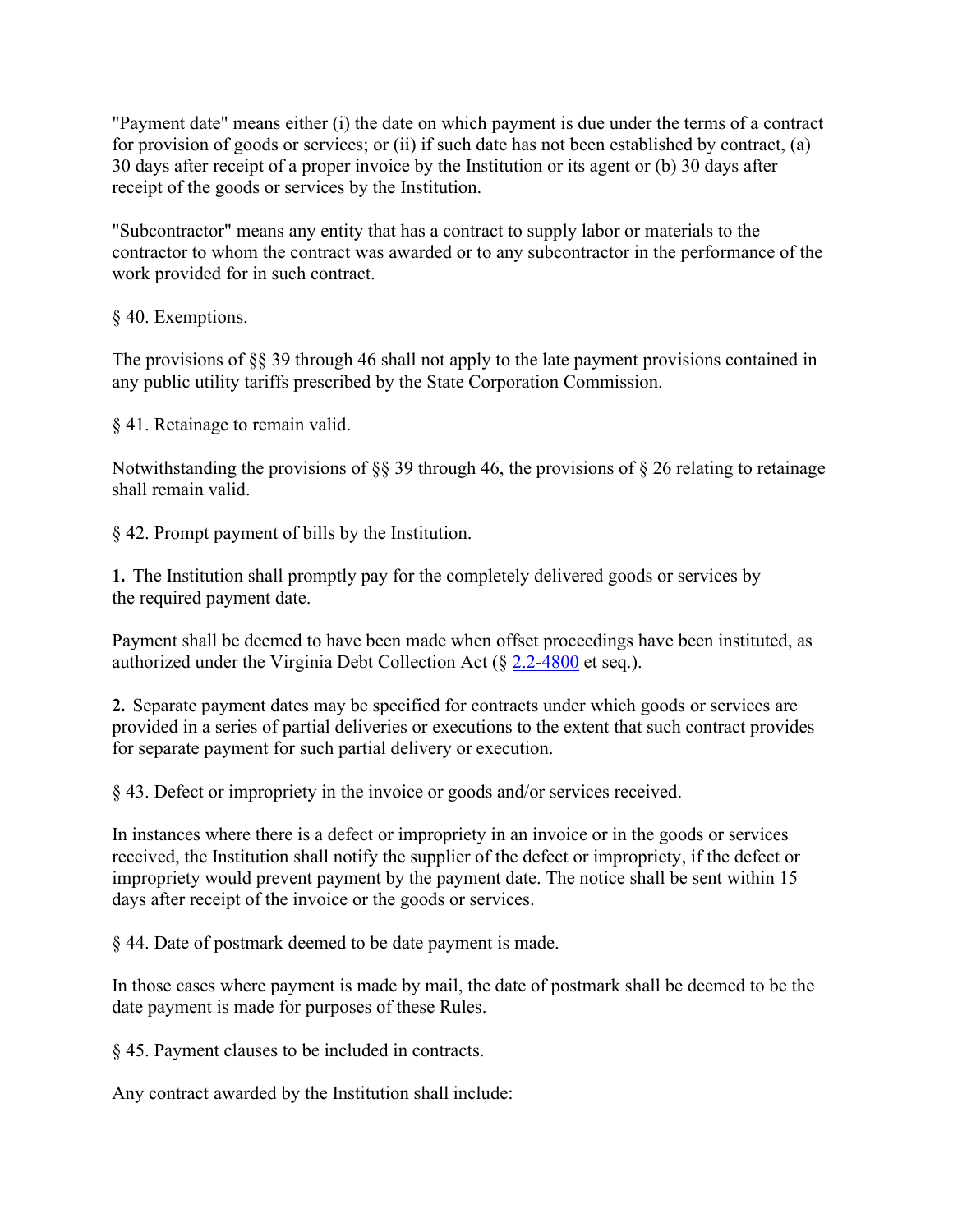"Payment date" means either (i) the date on which payment is due under the terms of a contract for provision of goods or services; or (ii) if such date has not been established by contract, (a) 30 days after receipt of a proper invoice by the Institution or its agent or (b) 30 days after receipt of the goods or services by the Institution.

"Subcontractor" means any entity that has a contract to supply labor or materials to the contractor to whom the contract was awarded or to any subcontractor in the performance of the work provided for in such contract.

§ 40. Exemptions.

The provisions of §§ 39 through 46 shall not apply to the late payment provisions contained in any public utility tariffs prescribed by the State Corporation Commission.

§ 41. Retainage to remain valid.

Notwithstanding the provisions of §§ 39 through 46, the provisions of § 26 relating to retainage shall remain valid.

§ 42. Prompt payment of bills by the Institution.

**1.** The Institution shall promptly pay for the completely delivered goods or services by the required payment date.

Payment shall be deemed to have been made when offset proceedings have been instituted, as authorized under the Virginia Debt Collection Act (§ 2.2-4800 et seq.).

**2.** Separate payment dates may be specified for contracts under which goods or services are provided in a series of partial deliveries or executions to the extent that such contract provides for separate payment for such partial delivery or execution.

§ 43. Defect or impropriety in the invoice or goods and/or services received.

In instances where there is a defect or impropriety in an invoice or in the goods or services received, the Institution shall notify the supplier of the defect or impropriety, if the defect or impropriety would prevent payment by the payment date. The notice shall be sent within 15 days after receipt of the invoice or the goods or services.

§ 44. Date of postmark deemed to be date payment is made.

In those cases where payment is made by mail, the date of postmark shall be deemed to be the date payment is made for purposes of these Rules.

§ 45. Payment clauses to be included in contracts.

Any contract awarded by the Institution shall include: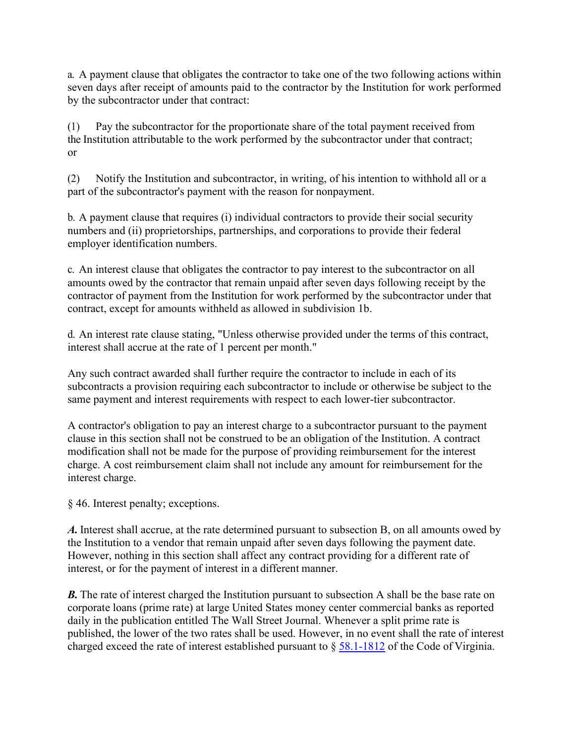a. A payment clause that obligates the contractor to take one of the two following actions within seven days after receipt of amounts paid to the contractor by the Institution for work performed by the subcontractor under that contract:

(1) Pay the subcontractor for the proportionate share of the total payment received from the Institution attributable to the work performed by the subcontractor under that contract; or

(2) Notify the Institution and subcontractor, in writing, of his intention to withhold all or a part of the subcontractor's payment with the reason for nonpayment.

b. A payment clause that requires (i) individual contractors to provide their social security numbers and (ii) proprietorships, partnerships, and corporations to provide their federal employer identification numbers.

c. An interest clause that obligates the contractor to pay interest to the subcontractor on all amounts owed by the contractor that remain unpaid after seven days following receipt by the contractor of payment from the Institution for work performed by the subcontractor under that contract, except for amounts withheld as allowed in subdivision 1b.

d. An interest rate clause stating, "Unless otherwise provided under the terms of this contract, interest shall accrue at the rate of 1 percent per month."

Any such contract awarded shall further require the contractor to include in each of its subcontracts a provision requiring each subcontractor to include or otherwise be subject to the same payment and interest requirements with respect to each lower-tier subcontractor.

A contractor's obligation to pay an interest charge to a subcontractor pursuant to the payment clause in this section shall not be construed to be an obligation of the Institution. A contract modification shall not be made for the purpose of providing reimbursement for the interest charge. A cost reimbursement claim shall not include any amount for reimbursement for the interest charge.

§ 46. Interest penalty; exceptions.

***A.*** Interest shall accrue, at the rate determined pursuant to subsection B, on all amounts owed by the Institution to a vendor that remain unpaid after seven days following the payment date. However, nothing in this section shall affect any contract providing for a different rate of interest, or for the payment of interest in a different manner.

***B.*** The rate of interest charged the Institution pursuant to subsection A shall be the base rate on corporate loans (prime rate) at large United States money center commercial banks as reported daily in the publication entitled The Wall Street Journal. Whenever a split prime rate is published, the lower of the two rates shall be used. However, in no event shall the rate of interest charged exceed the rate of interest established pursuant to § 58.1-1812 of the Code of Virginia.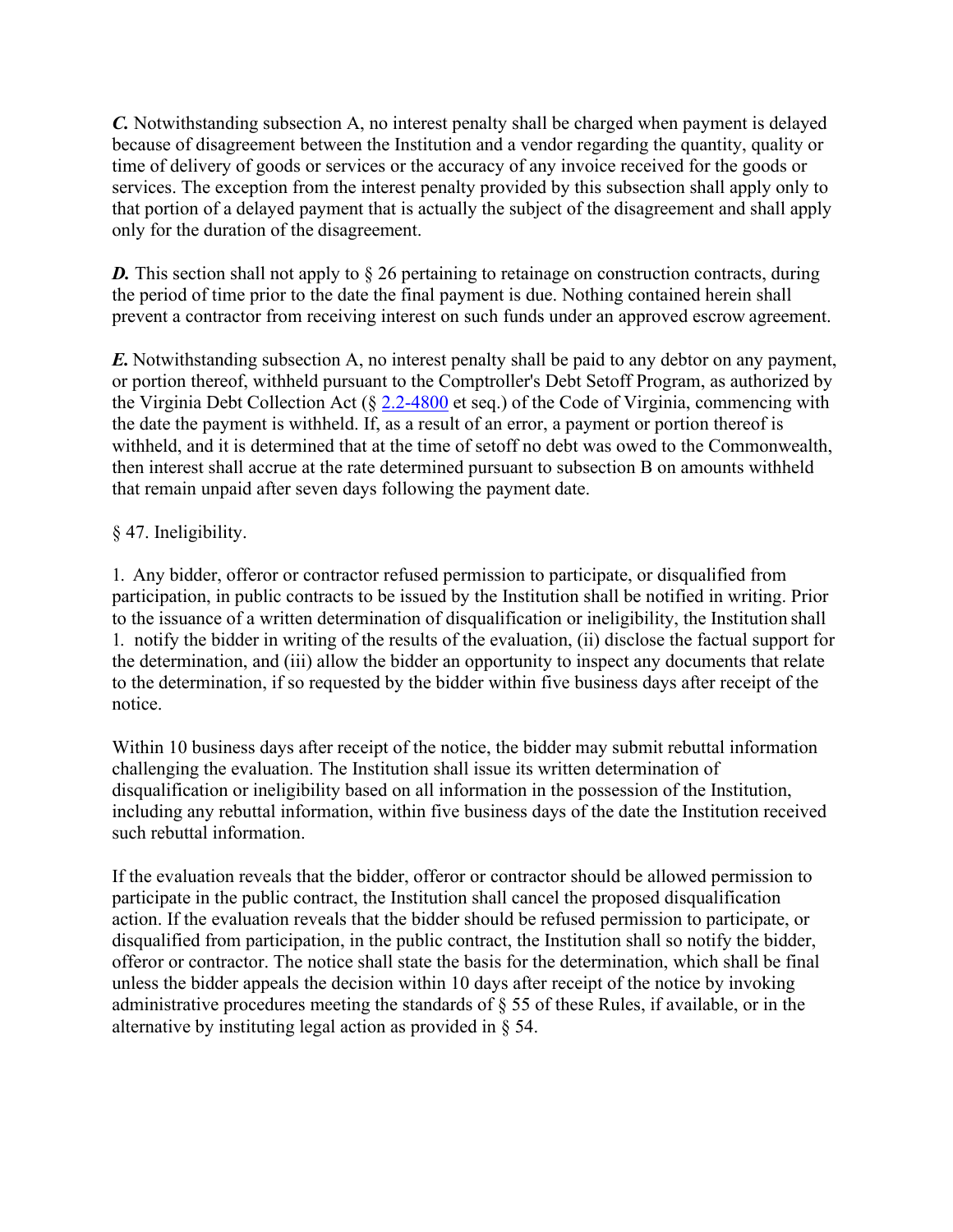***C.*** Notwithstanding subsection A, no interest penalty shall be charged when payment is delayed because of disagreement between the Institution and a vendor regarding the quantity, quality or time of delivery of goods or services or the accuracy of any invoice received for the goods or services. The exception from the interest penalty provided by this subsection shall apply only to that portion of a delayed payment that is actually the subject of the disagreement and shall apply only for the duration of the disagreement.

***D.*** This section shall not apply to § 26 pertaining to retainage on construction contracts, during the period of time prior to the date the final payment is due. Nothing contained herein shall prevent a contractor from receiving interest on such funds under an approved escrow agreement.

***E.*** Notwithstanding subsection A, no interest penalty shall be paid to any debtor on any payment, or portion thereof, withheld pursuant to the Comptroller's Debt Setoff Program, as authorized by the Virginia Debt Collection Act (§ 2.2-4800 et seq.) of the Code of Virginia, commencing with the date the payment is withheld. If, as a result of an error, a payment or portion thereof is withheld, and it is determined that at the time of setoff no debt was owed to the Commonwealth, then interest shall accrue at the rate determined pursuant to subsection B on amounts withheld that remain unpaid after seven days following the payment date.

§ 47. Ineligibility.

1. Any bidder, offeror or contractor refused permission to participate, or disqualified from participation, in public contracts to be issued by the Institution shall be notified in writing. Prior to the issuance of a written determination of disqualification or ineligibility, the Institution shall
1. notify the bidder in writing of the results of the evaluation, (ii) disclose the factual support for the determination, and (iii) allow the bidder an opportunity to inspect any documents that relate to the determination, if so requested by the bidder within five business days after receipt of the notice.

Within 10 business days after receipt of the notice, the bidder may submit rebuttal information challenging the evaluation. The Institution shall issue its written determination of disqualification or ineligibility based on all information in the possession of the Institution, including any rebuttal information, within five business days of the date the Institution received such rebuttal information.

If the evaluation reveals that the bidder, offeror or contractor should be allowed permission to participate in the public contract, the Institution shall cancel the proposed disqualification action. If the evaluation reveals that the bidder should be refused permission to participate, or disqualified from participation, in the public contract, the Institution shall so notify the bidder, offeror or contractor. The notice shall state the basis for the determination, which shall be final unless the bidder appeals the decision within 10 days after receipt of the notice by invoking administrative procedures meeting the standards of § 55 of these Rules, if available, or in the alternative by instituting legal action as provided in § 54.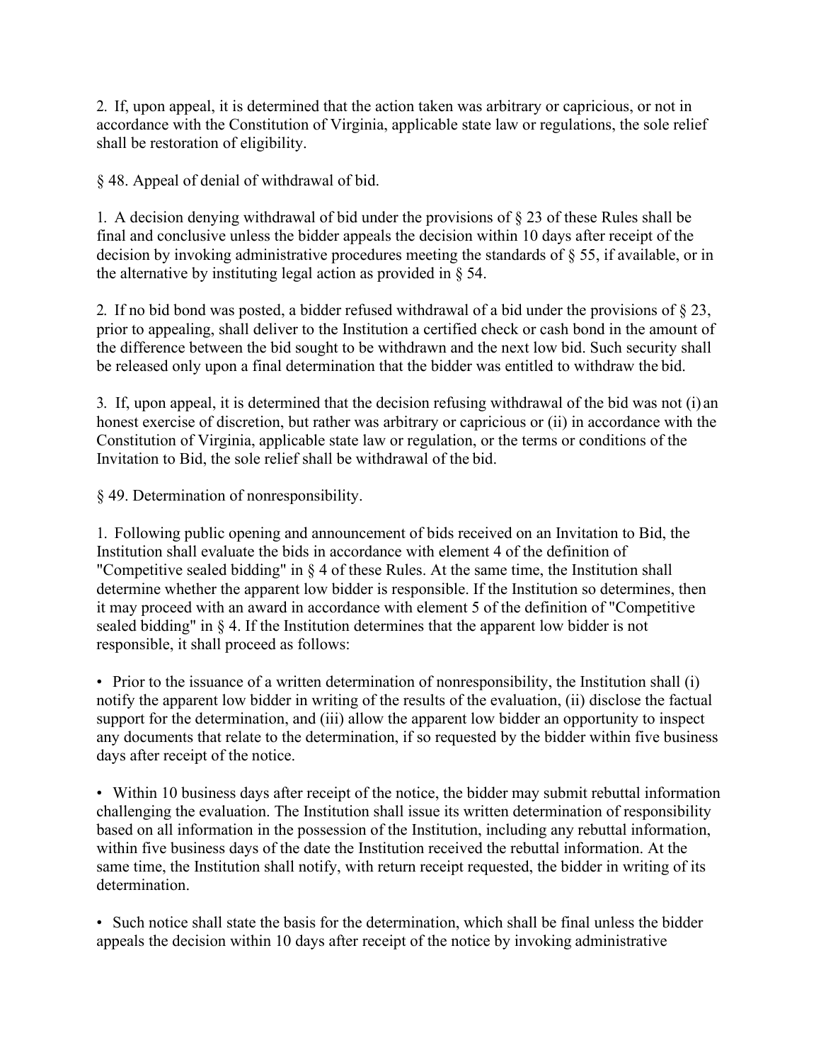2. If, upon appeal, it is determined that the action taken was arbitrary or capricious, or not in accordance with the Constitution of Virginia, applicable state law or regulations, the sole relief shall be restoration of eligibility.

§ 48. Appeal of denial of withdrawal of bid.

1. A decision denying withdrawal of bid under the provisions of § 23 of these Rules shall be final and conclusive unless the bidder appeals the decision within 10 days after receipt of the decision by invoking administrative procedures meeting the standards of § 55, if available, or in the alternative by instituting legal action as provided in § 54.

2. If no bid bond was posted, a bidder refused withdrawal of a bid under the provisions of § 23, prior to appealing, shall deliver to the Institution a certified check or cash bond in the amount of the difference between the bid sought to be withdrawn and the next low bid. Such security shall be released only upon a final determination that the bidder was entitled to withdraw the bid.

3. If, upon appeal, it is determined that the decision refusing withdrawal of the bid was not (i) an honest exercise of discretion, but rather was arbitrary or capricious or (ii) in accordance with the Constitution of Virginia, applicable state law or regulation, or the terms or conditions of the Invitation to Bid, the sole relief shall be withdrawal of the bid.

§ 49. Determination of nonresponsibility.

1. Following public opening and announcement of bids received on an Invitation to Bid, the Institution shall evaluate the bids in accordance with element 4 of the definition of "Competitive sealed bidding" in § 4 of these Rules. At the same time, the Institution shall determine whether the apparent low bidder is responsible. If the Institution so determines, then it may proceed with an award in accordance with element 5 of the definition of "Competitive sealed bidding" in § 4. If the Institution determines that the apparent low bidder is not responsible, it shall proceed as follows:

- Prior to the issuance of a written determination of nonresponsibility, the Institution shall (i) notify the apparent low bidder in writing of the results of the evaluation, (ii) disclose the factual support for the determination, and (iii) allow the apparent low bidder an opportunity to inspect any documents that relate to the determination, if so requested by the bidder within five business days after receipt of the notice.

- Within 10 business days after receipt of the notice, the bidder may submit rebuttal information challenging the evaluation. The Institution shall issue its written determination of responsibility based on all information in the possession of the Institution, including any rebuttal information, within five business days of the date the Institution received the rebuttal information. At the same time, the Institution shall notify, with return receipt requested, the bidder in writing of its determination.

- Such notice shall state the basis for the determination, which shall be final unless the bidder appeals the decision within 10 days after receipt of the notice by invoking administrative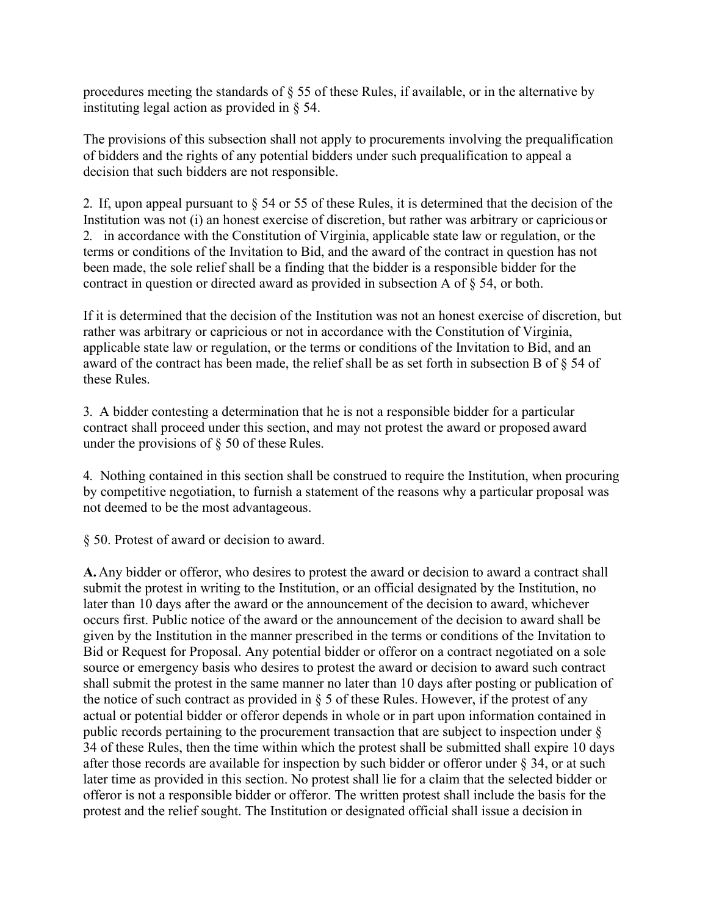procedures meeting the standards of § 55 of these Rules, if available, or in the alternative by instituting legal action as provided in § 54.

The provisions of this subsection shall not apply to procurements involving the prequalification of bidders and the rights of any potential bidders under such prequalification to appeal a decision that such bidders are not responsible.

2. If, upon appeal pursuant to § 54 or 55 of these Rules, it is determined that the decision of the Institution was not (i) an honest exercise of discretion, but rather was arbitrary or capricious or
2. in accordance with the Constitution of Virginia, applicable state law or regulation, or the terms or conditions of the Invitation to Bid, and the award of the contract in question has not been made, the sole relief shall be a finding that the bidder is a responsible bidder for the contract in question or directed award as provided in subsection A of § 54, or both.

If it is determined that the decision of the Institution was not an honest exercise of discretion, but rather was arbitrary or capricious or not in accordance with the Constitution of Virginia, applicable state law or regulation, or the terms or conditions of the Invitation to Bid, and an award of the contract has been made, the relief shall be as set forth in subsection B of § 54 of these Rules.

3. A bidder contesting a determination that he is not a responsible bidder for a particular contract shall proceed under this section, and may not protest the award or proposed award under the provisions of § 50 of these Rules.

4. Nothing contained in this section shall be construed to require the Institution, when procuring by competitive negotiation, to furnish a statement of the reasons why a particular proposal was not deemed to be the most advantageous.

§ 50. Protest of award or decision to award.

**A.** Any bidder or offeror, who desires to protest the award or decision to award a contract shall submit the protest in writing to the Institution, or an official designated by the Institution, no later than 10 days after the award or the announcement of the decision to award, whichever occurs first. Public notice of the award or the announcement of the decision to award shall be given by the Institution in the manner prescribed in the terms or conditions of the Invitation to Bid or Request for Proposal. Any potential bidder or offeror on a contract negotiated on a sole source or emergency basis who desires to protest the award or decision to award such contract shall submit the protest in the same manner no later than 10 days after posting or publication of the notice of such contract as provided in § 5 of these Rules. However, if the protest of any actual or potential bidder or offeror depends in whole or in part upon information contained in public records pertaining to the procurement transaction that are subject to inspection under § 34 of these Rules, then the time within which the protest shall be submitted shall expire 10 days after those records are available for inspection by such bidder or offeror under § 34, or at such later time as provided in this section. No protest shall lie for a claim that the selected bidder or offeror is not a responsible bidder or offeror. The written protest shall include the basis for the protest and the relief sought. The Institution or designated official shall issue a decision in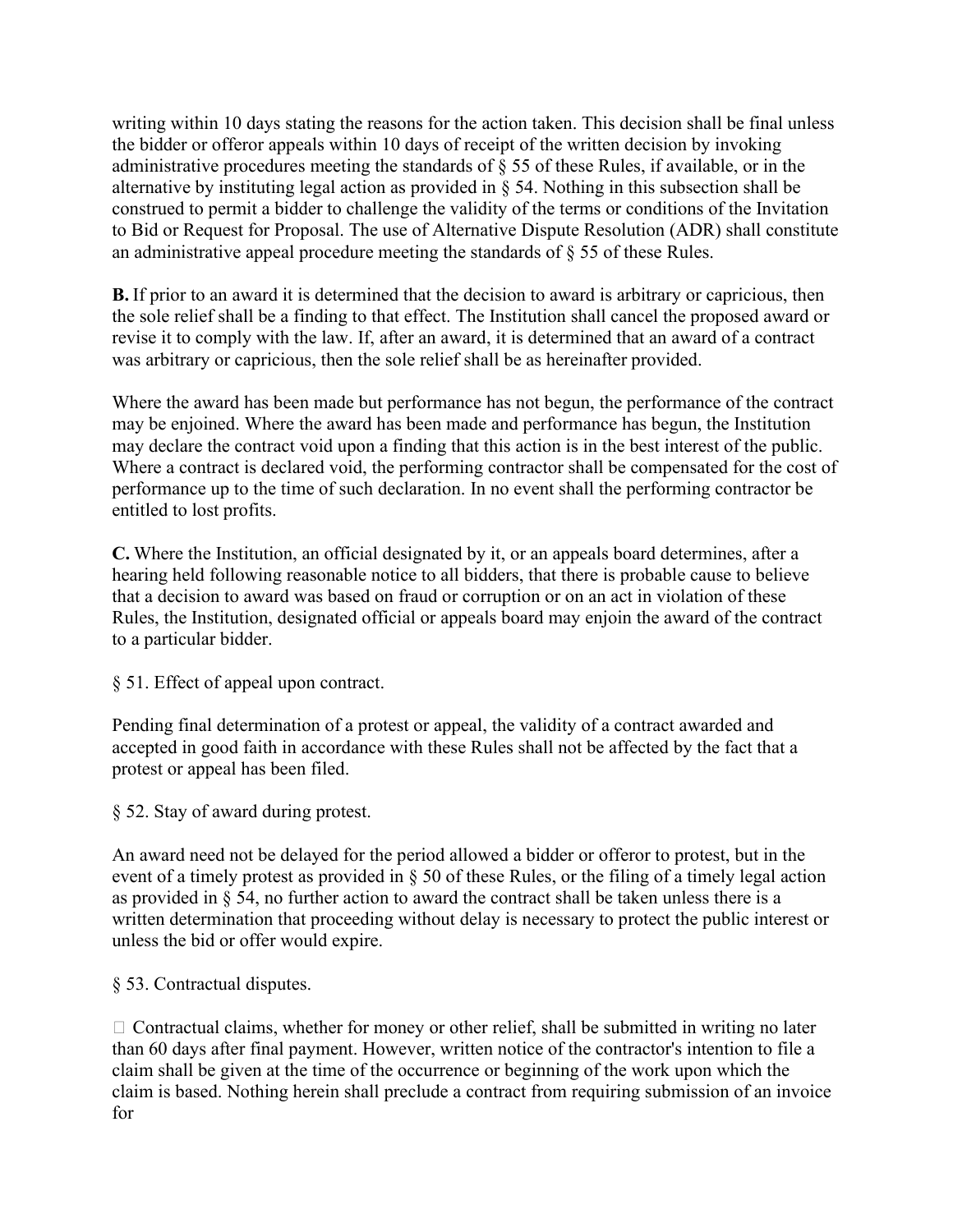writing within 10 days stating the reasons for the action taken. This decision shall be final unless the bidder or offeror appeals within 10 days of receipt of the written decision by invoking administrative procedures meeting the standards of § 55 of these Rules, if available, or in the alternative by instituting legal action as provided in § 54. Nothing in this subsection shall be construed to permit a bidder to challenge the validity of the terms or conditions of the Invitation to Bid or Request for Proposal. The use of Alternative Dispute Resolution (ADR) shall constitute an administrative appeal procedure meeting the standards of § 55 of these Rules.

**B.** If prior to an award it is determined that the decision to award is arbitrary or capricious, then the sole relief shall be a finding to that effect. The Institution shall cancel the proposed award or revise it to comply with the law. If, after an award, it is determined that an award of a contract was arbitrary or capricious, then the sole relief shall be as hereinafter provided.

Where the award has been made but performance has not begun, the performance of the contract may be enjoined. Where the award has been made and performance has begun, the Institution may declare the contract void upon a finding that this action is in the best interest of the public. Where a contract is declared void, the performing contractor shall be compensated for the cost of performance up to the time of such declaration. In no event shall the performing contractor be entitled to lost profits.

**C.** Where the Institution, an official designated by it, or an appeals board determines, after a hearing held following reasonable notice to all bidders, that there is probable cause to believe that a decision to award was based on fraud or corruption or on an act in violation of these Rules, the Institution, designated official or appeals board may enjoin the award of the contract to a particular bidder.

§ 51. Effect of appeal upon contract.

Pending final determination of a protest or appeal, the validity of a contract awarded and accepted in good faith in accordance with these Rules shall not be affected by the fact that a protest or appeal has been filed.

§ 52. Stay of award during protest.

An award need not be delayed for the period allowed a bidder or offeror to protest, but in the event of a timely protest as provided in § 50 of these Rules, or the filing of a timely legal action as provided in § 54, no further action to award the contract shall be taken unless there is a written determination that proceeding without delay is necessary to protect the public interest or unless the bid or offer would expire.

§ 53. Contractual disputes.

Contractual claims, whether for money or other relief, shall be submitted in writing no later than 60 days after final payment. However, written notice of the contractor's intention to file a claim shall be given at the time of the occurrence or beginning of the work upon which the claim is based. Nothing herein shall preclude a contract from requiring submission of an invoice for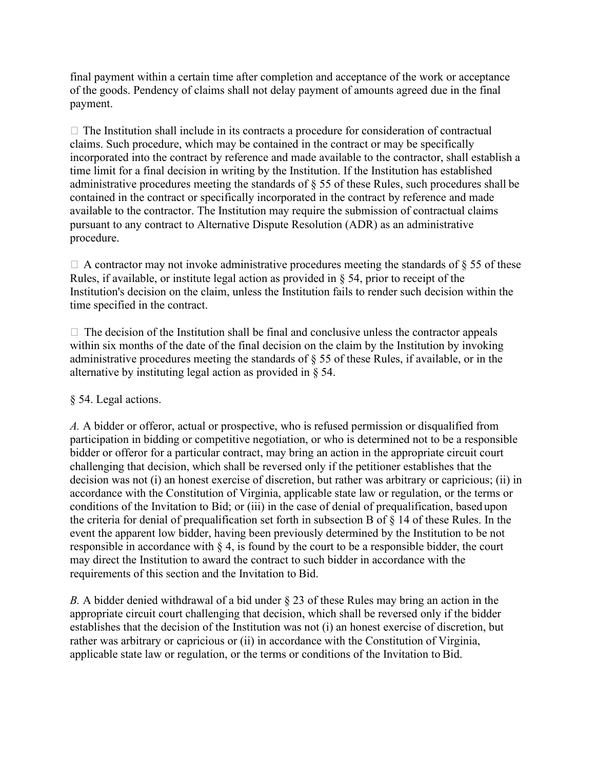final payment within a certain time after completion and acceptance of the work or acceptance of the goods. Pendency of claims shall not delay payment of amounts agreed due in the final payment.

- The Institution shall include in its contracts a procedure for consideration of contractual claims. Such procedure, which may be contained in the contract or may be specifically incorporated into the contract by reference and made available to the contractor, shall establish a time limit for a final decision in writing by the Institution. If the Institution has established administrative procedures meeting the standards of § 55 of these Rules, such procedures shall be contained in the contract or specifically incorporated in the contract by reference and made available to the contractor. The Institution may require the submission of contractual claims pursuant to any contract to Alternative Dispute Resolution (ADR) as an administrative procedure.

- A contractor may not invoke administrative procedures meeting the standards of § 55 of these Rules, if available, or institute legal action as provided in § 54, prior to receipt of the Institution's decision on the claim, unless the Institution fails to render such decision within the time specified in the contract.

- The decision of the Institution shall be final and conclusive unless the contractor appeals within six months of the date of the final decision on the claim by the Institution by invoking administrative procedures meeting the standards of § 55 of these Rules, if available, or in the alternative by instituting legal action as provided in § 54.

§ 54. Legal actions.

*A.* A bidder or offeror, actual or prospective, who is refused permission or disqualified from participation in bidding or competitive negotiation, or who is determined not to be a responsible bidder or offeror for a particular contract, may bring an action in the appropriate circuit court challenging that decision, which shall be reversed only if the petitioner establishes that the decision was not (i) an honest exercise of discretion, but rather was arbitrary or capricious; (ii) in accordance with the Constitution of Virginia, applicable state law or regulation, or the terms or conditions of the Invitation to Bid; or (iii) in the case of denial of prequalification, based upon the criteria for denial of prequalification set forth in subsection B of § 14 of these Rules. In the event the apparent low bidder, having been previously determined by the Institution to be not responsible in accordance with § 4, is found by the court to be a responsible bidder, the court may direct the Institution to award the contract to such bidder in accordance with the requirements of this section and the Invitation to Bid.

*B.* A bidder denied withdrawal of a bid under § 23 of these Rules may bring an action in the appropriate circuit court challenging that decision, which shall be reversed only if the bidder establishes that the decision of the Institution was not (i) an honest exercise of discretion, but rather was arbitrary or capricious or (ii) in accordance with the Constitution of Virginia, applicable state law or regulation, or the terms or conditions of the Invitation to Bid.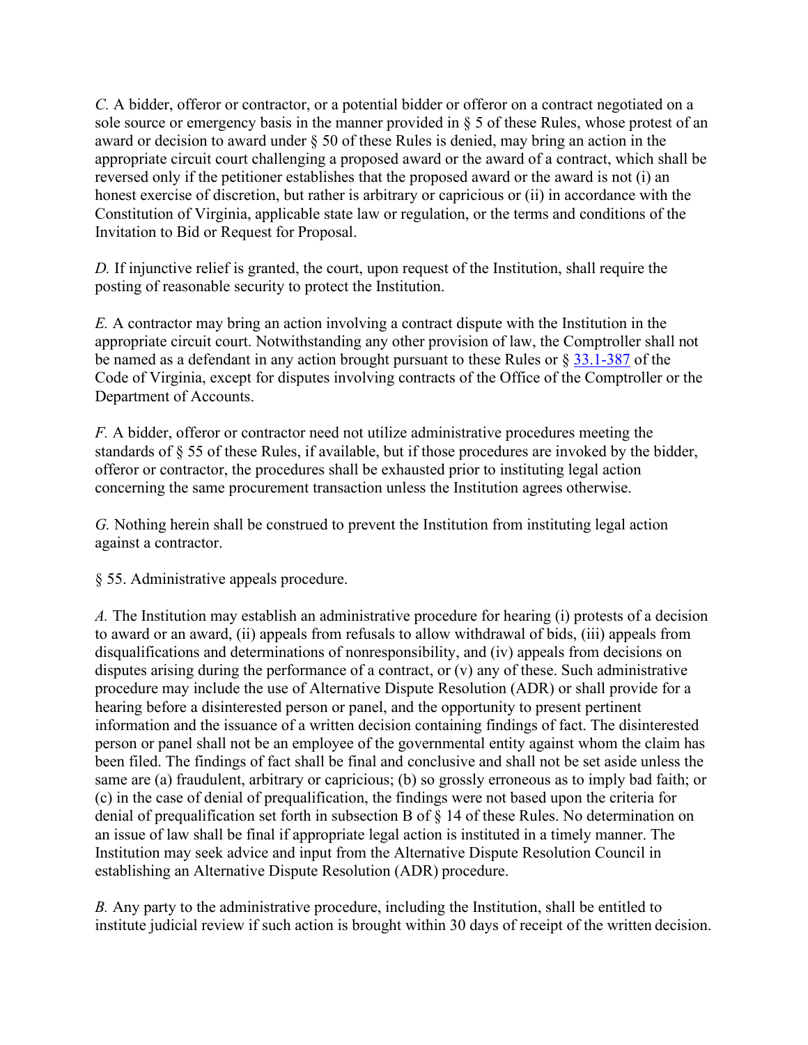*C.* A bidder, offeror or contractor, or a potential bidder or offeror on a contract negotiated on a sole source or emergency basis in the manner provided in § 5 of these Rules, whose protest of an award or decision to award under § 50 of these Rules is denied, may bring an action in the appropriate circuit court challenging a proposed award or the award of a contract, which shall be reversed only if the petitioner establishes that the proposed award or the award is not (i) an honest exercise of discretion, but rather is arbitrary or capricious or (ii) in accordance with the Constitution of Virginia, applicable state law or regulation, or the terms and conditions of the Invitation to Bid or Request for Proposal.

*D.* If injunctive relief is granted, the court, upon request of the Institution, shall require the posting of reasonable security to protect the Institution.

*E.* A contractor may bring an action involving a contract dispute with the Institution in the appropriate circuit court. Notwithstanding any other provision of law, the Comptroller shall not be named as a defendant in any action brought pursuant to these Rules or § 33.1-387 of the Code of Virginia, except for disputes involving contracts of the Office of the Comptroller or the Department of Accounts.

*F.* A bidder, offeror or contractor need not utilize administrative procedures meeting the standards of § 55 of these Rules, if available, but if those procedures are invoked by the bidder, offeror or contractor, the procedures shall be exhausted prior to instituting legal action concerning the same procurement transaction unless the Institution agrees otherwise.

*G.* Nothing herein shall be construed to prevent the Institution from instituting legal action against a contractor.

§ 55. Administrative appeals procedure.

*A.* The Institution may establish an administrative procedure for hearing (i) protests of a decision to award or an award, (ii) appeals from refusals to allow withdrawal of bids, (iii) appeals from disqualifications and determinations of nonresponsibility, and (iv) appeals from decisions on disputes arising during the performance of a contract, or (v) any of these. Such administrative procedure may include the use of Alternative Dispute Resolution (ADR) or shall provide for a hearing before a disinterested person or panel, and the opportunity to present pertinent information and the issuance of a written decision containing findings of fact. The disinterested person or panel shall not be an employee of the governmental entity against whom the claim has been filed. The findings of fact shall be final and conclusive and shall not be set aside unless the same are (a) fraudulent, arbitrary or capricious; (b) so grossly erroneous as to imply bad faith; or (c) in the case of denial of prequalification, the findings were not based upon the criteria for denial of prequalification set forth in subsection B of § 14 of these Rules. No determination on an issue of law shall be final if appropriate legal action is instituted in a timely manner. The Institution may seek advice and input from the Alternative Dispute Resolution Council in establishing an Alternative Dispute Resolution (ADR) procedure.

*B.* Any party to the administrative procedure, including the Institution, shall be entitled to institute judicial review if such action is brought within 30 days of receipt of the written decision.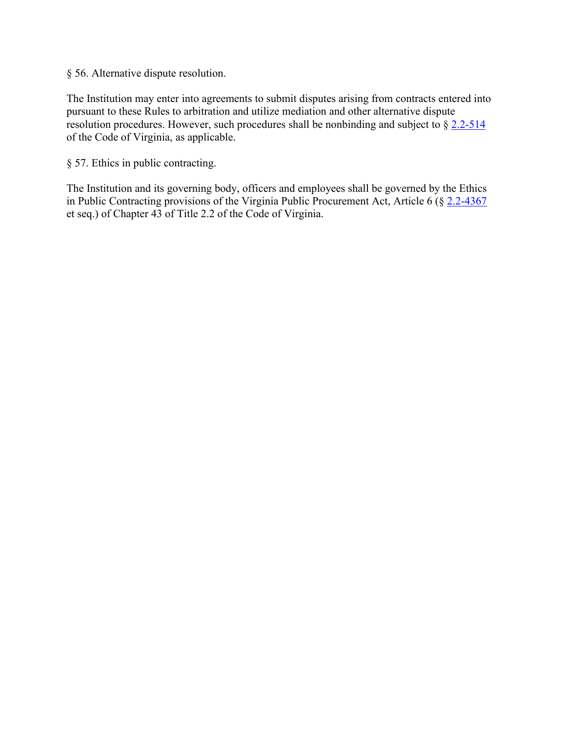§ 56. Alternative dispute resolution.

The Institution may enter into agreements to submit disputes arising from contracts entered into pursuant to these Rules to arbitration and utilize mediation and other alternative dispute resolution procedures. However, such procedures shall be nonbinding and subject to § 2.2-514 of the Code of Virginia, as applicable.

§ 57. Ethics in public contracting.

The Institution and its governing body, officers and employees shall be governed by the Ethics in Public Contracting provisions of the Virginia Public Procurement Act, Article 6 (§ 2.2-4367 et seq.) of Chapter 43 of Title 2.2 of the Code of Virginia.